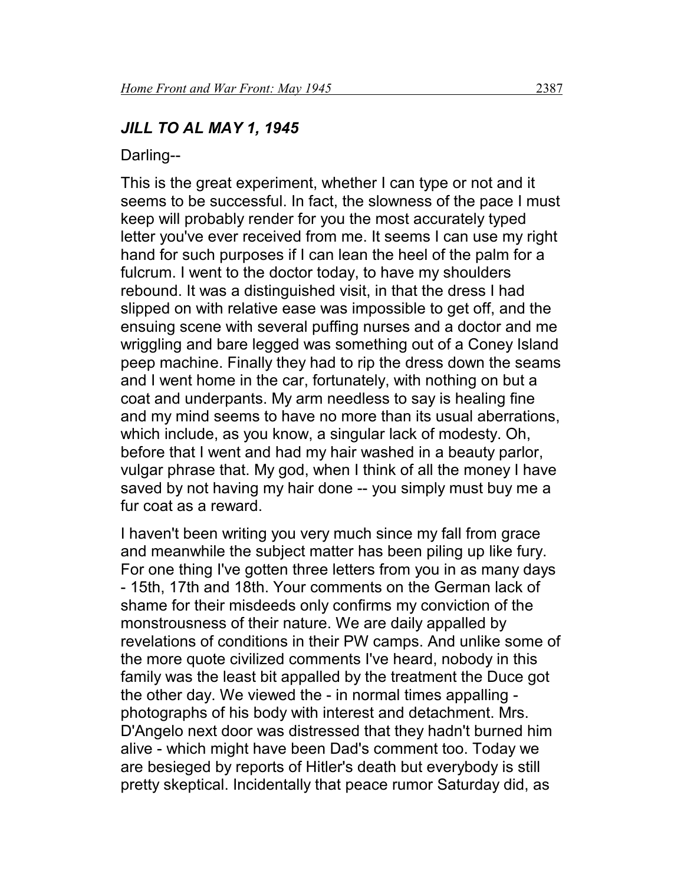### *JILL TO AL MAY 1, 1945*

Darling--

This is the great experiment, whether I can type or not and it seems to be successful. In fact, the slowness of the pace I must keep will probably render for you the most accurately typed letter you've ever received from me. It seems I can use my right hand for such purposes if I can lean the heel of the palm for a fulcrum. I went to the doctor today, to have my shoulders rebound. It was a distinguished visit, in that the dress I had slipped on with relative ease was impossible to get off, and the ensuing scene with several puffing nurses and a doctor and me wriggling and bare legged was something out of a Coney Island peep machine. Finally they had to rip the dress down the seams and I went home in the car, fortunately, with nothing on but a coat and underpants. My arm needless to say is healing fine and my mind seems to have no more than its usual aberrations, which include, as you know, a singular lack of modesty. Oh, before that I went and had my hair washed in a beauty parlor, vulgar phrase that. My god, when I think of all the money I have saved by not having my hair done -- you simply must buy me a fur coat as a reward.

I haven't been writing you very much since my fall from grace and meanwhile the subject matter has been piling up like fury. For one thing I've gotten three letters from you in as many days - 15th, 17th and 18th. Your comments on the German lack of shame for their misdeeds only confirms my conviction of the monstrousness of their nature. We are daily appalled by revelations of conditions in their PW camps. And unlike some of the more quote civilized comments I've heard, nobody in this family was the least bit appalled by the treatment the Duce got the other day. We viewed the - in normal times appalling - photographs of his body with interest and detachment. Mrs. D'Angelo next door was distressed that they hadn't burned him alive - which might have been Dad's comment too. Today we are besieged by reports of Hitler's death but everybody is still pretty skeptical. Incidentally that peace rumor Saturday did, as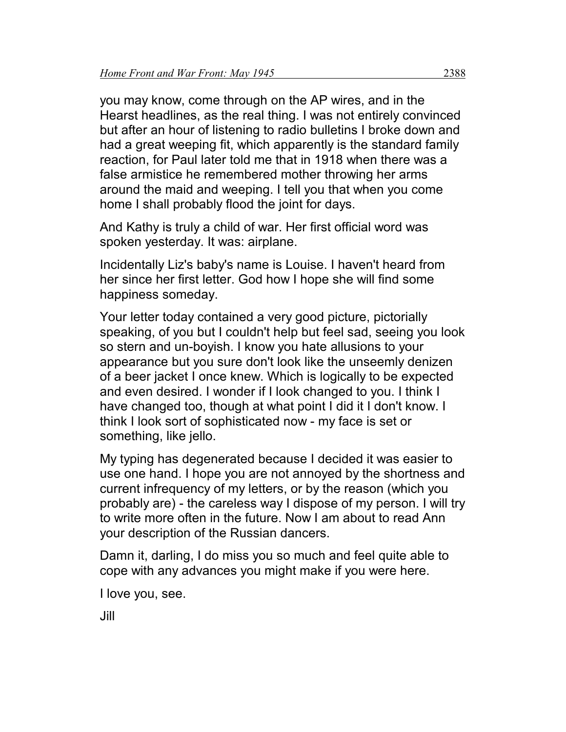you may know, come through on the AP wires, and in the Hearst headlines, as the real thing. I was not entirely convinced but after an hour of listening to radio bulletins I broke down and had a great weeping fit, which apparently is the standard family reaction, for Paul later told me that in 1918 when there was a false armistice he remembered mother throwing her arms around the maid and weeping. I tell you that when you come home I shall probably flood the joint for days.

And Kathy is truly a child of war. Her first official word was spoken yesterday. It was: airplane.

Incidentally Liz's baby's name is Louise. I haven't heard from her since her first letter. God how I hope she will find some happiness someday.

Your letter today contained a very good picture, pictorially speaking, of you but I couldn't help but feel sad, seeing you look so stern and un-boyish. I know you hate allusions to your appearance but you sure don't look like the unseemly denizen of a beer jacket I once knew. Which is logically to be expected and even desired. I wonder if I look changed to you. I think I have changed too, though at what point I did it I don't know. I think I look sort of sophisticated now - my face is set or something, like jello.

My typing has degenerated because I decided it was easier to use one hand. I hope you are not annoyed by the shortness and current infrequency of my letters, or by the reason (which you probably are) - the careless way I dispose of my person. I will try to write more often in the future. Now I am about to read Ann your description of the Russian dancers.

Damn it, darling, I do miss you so much and feel quite able to cope with any advances you might make if you were here.

I love you, see.

Jill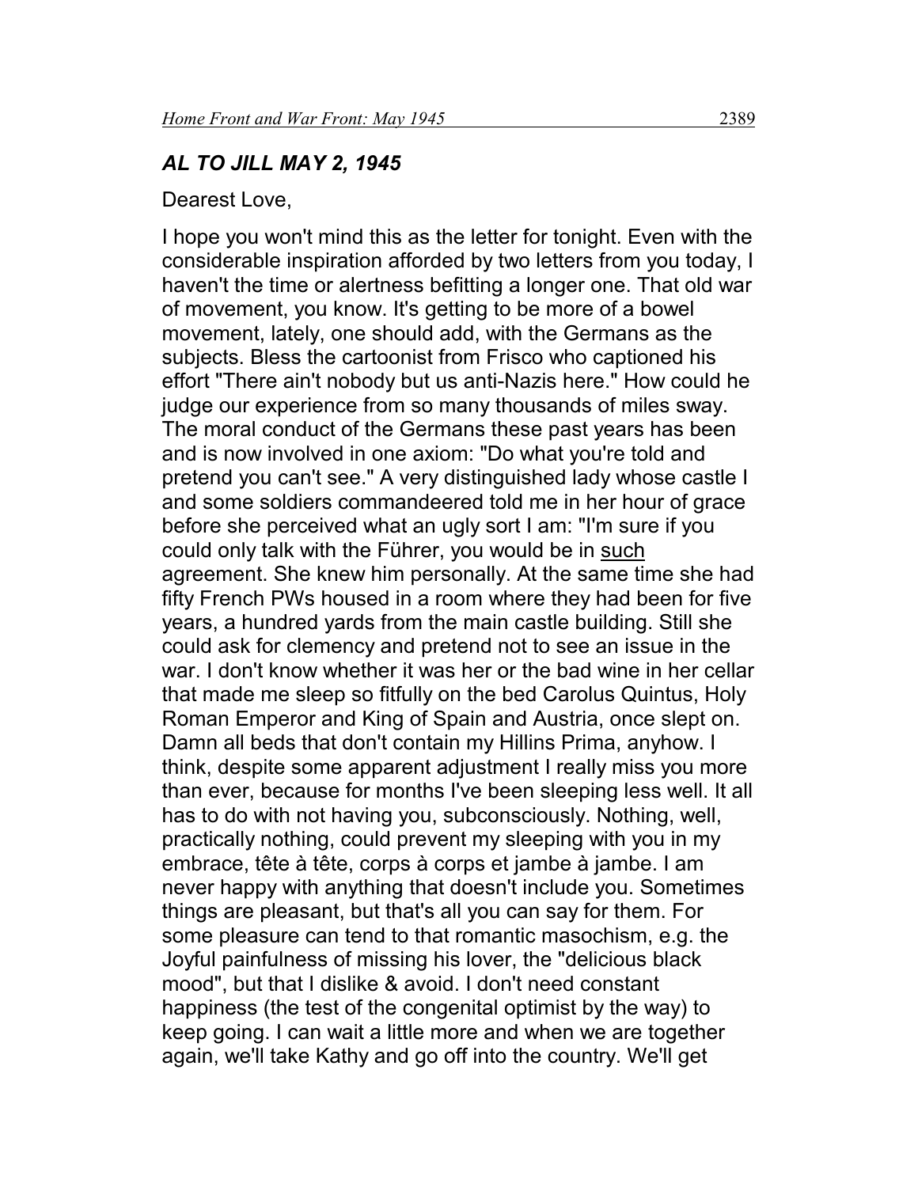## *AL TO JILL MAY 2, 1945*

Dearest Love,

I hope you won't mind this as the letter for tonight. Even with the considerable inspiration afforded by two letters from you today, I haven't the time or alertness befitting a longer one. That old war of movement, you know. It's getting to be more of a bowel movement, lately, one should add, with the Germans as the subjects. Bless the cartoonist from Frisco who captioned his effort "There ain't nobody but us anti-Nazis here." How could he judge our experience from so many thousands of miles sway. The moral conduct of the Germans these past years has been and is now involved in one axiom: "Do what you're told and pretend you can't see." A very distinguished lady whose castle I and some soldiers commandeered told me in her hour of grace before she perceived what an ugly sort I am: "I'm sure if you could only talk with the Führer, you would be in <u>such</u> agreement. She knew him personally. At the same time she had fifty French PWs housed in a room where they had been for five years, a hundred yards from the main castle building. Still she could ask for clemency and pretend not to see an issue in the war. I don't know whether it was her or the bad wine in her cellar that made me sleep so fitfully on the bed Carolus Quintus, Holy Roman Emperor and King of Spain and Austria, once slept on. Damn all beds that don't contain my Hillins Prima, anyhow. I think, despite some apparent adjustment I really miss you more than ever, because for months I've been sleeping less well. It all has to do with not having you, subconsciously. Nothing, well, practically nothing, could prevent my sleeping with you in my embrace, tête à tête, corps à corps et jambe à jambe. I am never happy with anything that doesn't include you. Sometimes things are pleasant, but that's all you can say for them. For some pleasure can tend to that romantic masochism, e.g. the Joyful painfulness of missing his lover, the "delicious black mood", but that I dislike & avoid. I don't need constant happiness (the test of the congenital optimist by the way) to keep going. I can wait a little more and when we are together again, we'll take Kathy and go off into the country. We'll get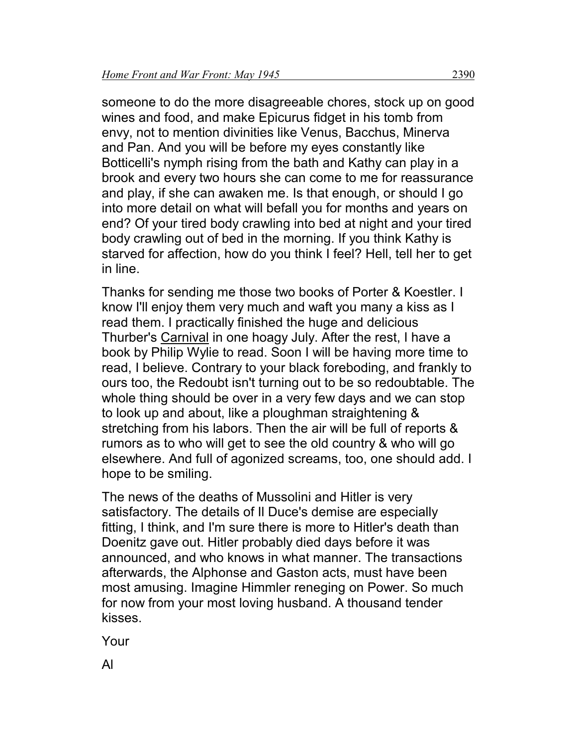someone to do the more disagreeable chores, stock up on good wines and food, and make Epicurus fidget in his tomb from envy, not to mention divinities like Venus, Bacchus, Minerva and Pan. And you will be before my eyes constantly like Botticelli's nymph rising from the bath and Kathy can play in a brook and every two hours she can come to me for reassurance and play, if she can awaken me. Is that enough, or should I go into more detail on what will befall you for months and years on end? Of your tired body crawling into bed at night and your tired body crawling out of bed in the morning. If you think Kathy is starved for affection, how do you think I feel? Hell, tell her to get in line.

Thanks for sending me those two books of Porter & Koestler. I know I'll enjoy them very much and waft you many a kiss as I read them. I practically finished the huge and delicious Thurber's Carnival in one hoagy July. After the rest, I have a book by Philip Wylie to read. Soon I will be having more time to read, I believe. Contrary to your black foreboding, and frankly to ours too, the Redoubt isn't turning out to be so redoubtable. The whole thing should be over in a very few days and we can stop to look up and about, like a ploughman straightening & stretching from his labors. Then the air will be full of reports & rumors as to who will get to see the old country & who will go elsewhere. And full of agonized screams, too, one should add. I hope to be smiling.

The news of the deaths of Mussolini and Hitler is very satisfactory. The details of Il Duce's demise are especially fitting, I think, and I'm sure there is more to Hitler's death than Doenitz gave out. Hitler probably died days before it was announced, and who knows in what manner. The transactions afterwards, the Alphonse and Gaston acts, must have been most amusing. Imagine Himmler reneging on Power. So much for now from your most loving husband. A thousand tender kisses.

Your

Al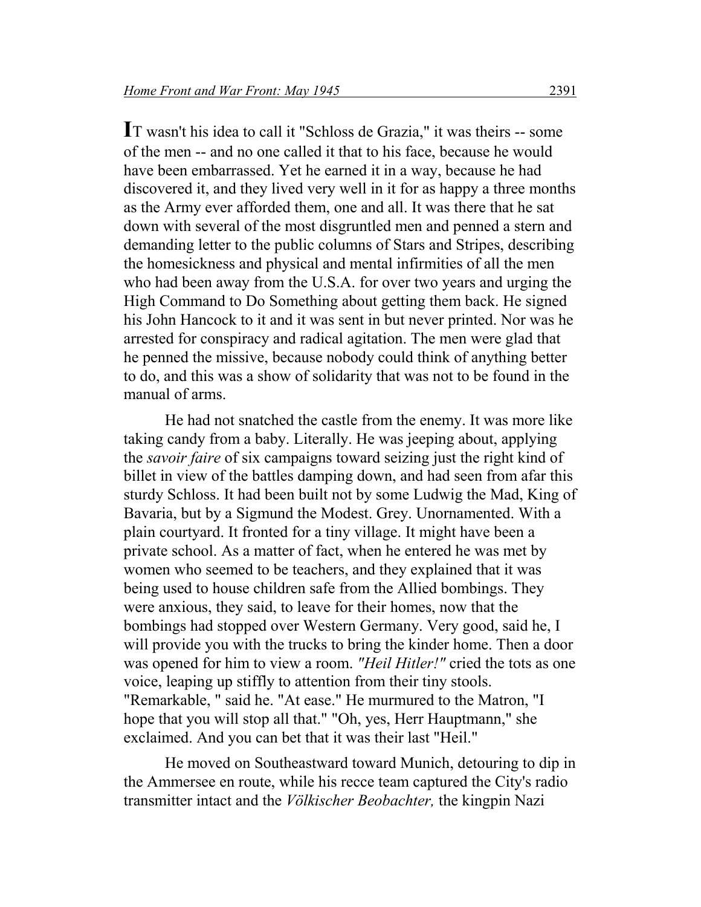**I**T wasn't his idea to call it "Schloss de Grazia," it was theirs -- some of the men -- and no one called it that to his face, because he would have been embarrassed. Yet he earned it in a way, because he had discovered it, and they lived very well in it for as happy a three months as the Army ever afforded them, one and all. It was there that he sat down with several of the most disgruntled men and penned a stern and demanding letter to the public columns of Stars and Stripes, describing the homesickness and physical and mental infirmities of all the men who had been away from the U.S.A. for over two years and urging the High Command to Do Something about getting them back. He signed his John Hancock to it and it was sent in but never printed. Nor was he arrested for conspiracy and radical agitation. The men were glad that he penned the missive, because nobody could think of anything better to do, and this was a show of solidarity that was not to be found in the manual of arms.

He had not snatched the castle from the enemy. It was more like taking candy from a baby. Literally. He was jeeping about, applying the *savoir faire* of six campaigns toward seizing just the right kind of billet in view of the battles damping down, and had seen from afar this sturdy Schloss. It had been built not by some Ludwig the Mad, King of Bavaria, but by a Sigmund the Modest. Grey. Unornamented. With a plain courtyard. It fronted for a tiny village. It might have been a private school. As a matter of fact, when he entered he was met by women who seemed to be teachers, and they explained that it was being used to house children safe from the Allied bombings. They were anxious, they said, to leave for their homes, now that the bombings had stopped over Western Germany. Very good, said he, I will provide you with the trucks to bring the kinder home. Then a door was opened for him to view a room. *"Heil Hitler!"* cried the tots as one voice, leaping up stiffly to attention from their tiny stools. "Remarkable, " said he. "At ease." He murmured to the Matron, "I hope that you will stop all that." "Oh, yes, Herr Hauptmann," she exclaimed. And you can bet that it was their last "Heil."

He moved on Southeastward toward Munich, detouring to dip in the Ammersee en route, while his recce team captured the City's radio transmitter intact and the *Völkischer Beobachter,* the kingpin Nazi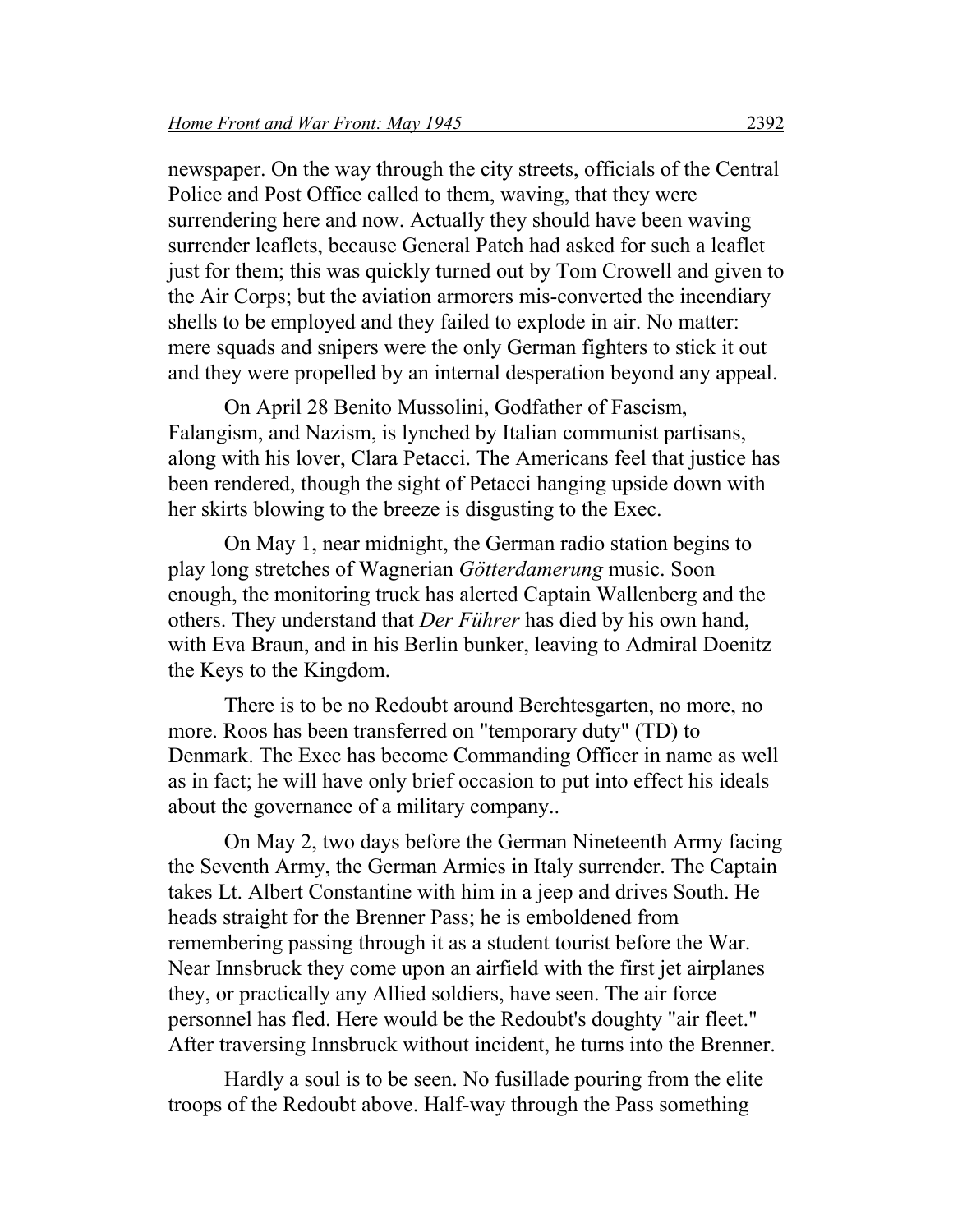newspaper. On the way through the city streets, officials of the Central Police and Post Office called to them, waving, that they were surrendering here and now. Actually they should have been waving surrender leaflets, because General Patch had asked for such a leaflet just for them; this was quickly turned out by Tom Crowell and given to the Air Corps; but the aviation armorers mis-converted the incendiary shells to be employed and they failed to explode in air. No matter: mere squads and snipers were the only German fighters to stick it out and they were propelled by an internal desperation beyond any appeal.

On April 28 Benito Mussolini, Godfather of Fascism, Falangism, and Nazism, is lynched by Italian communist partisans, along with his lover, Clara Petacci. The Americans feel that justice has been rendered, though the sight of Petacci hanging upside down with her skirts blowing to the breeze is disgusting to the Exec.

On May 1, near midnight, the German radio station begins to play long stretches of Wagnerian *Götterdamerung* music. Soon enough, the monitoring truck has alerted Captain Wallenberg and the others. They understand that *Der Führer* has died by his own hand, with Eva Braun, and in his Berlin bunker, leaving to Admiral Doenitz the Keys to the Kingdom.

There is to be no Redoubt around Berchtesgarten, no more, no more. Roos has been transferred on "temporary duty" (TD) to Denmark. The Exec has become Commanding Officer in name as well as in fact; he will have only brief occasion to put into effect his ideals about the governance of a military company..

On May 2, two days before the German Nineteenth Army facing the Seventh Army, the German Armies in Italy surrender. The Captain takes Lt. Albert Constantine with him in a jeep and drives South. He heads straight for the Brenner Pass; he is emboldened from remembering passing through it as a student tourist before the War. Near Innsbruck they come upon an airfield with the first jet airplanes they, or practically any Allied soldiers, have seen. The air force personnel has fled. Here would be the Redoubt's doughty "air fleet." After traversing Innsbruck without incident, he turns into the Brenner.

Hardly a soul is to be seen. No fusillade pouring from the elite troops of the Redoubt above. Half-way through the Pass something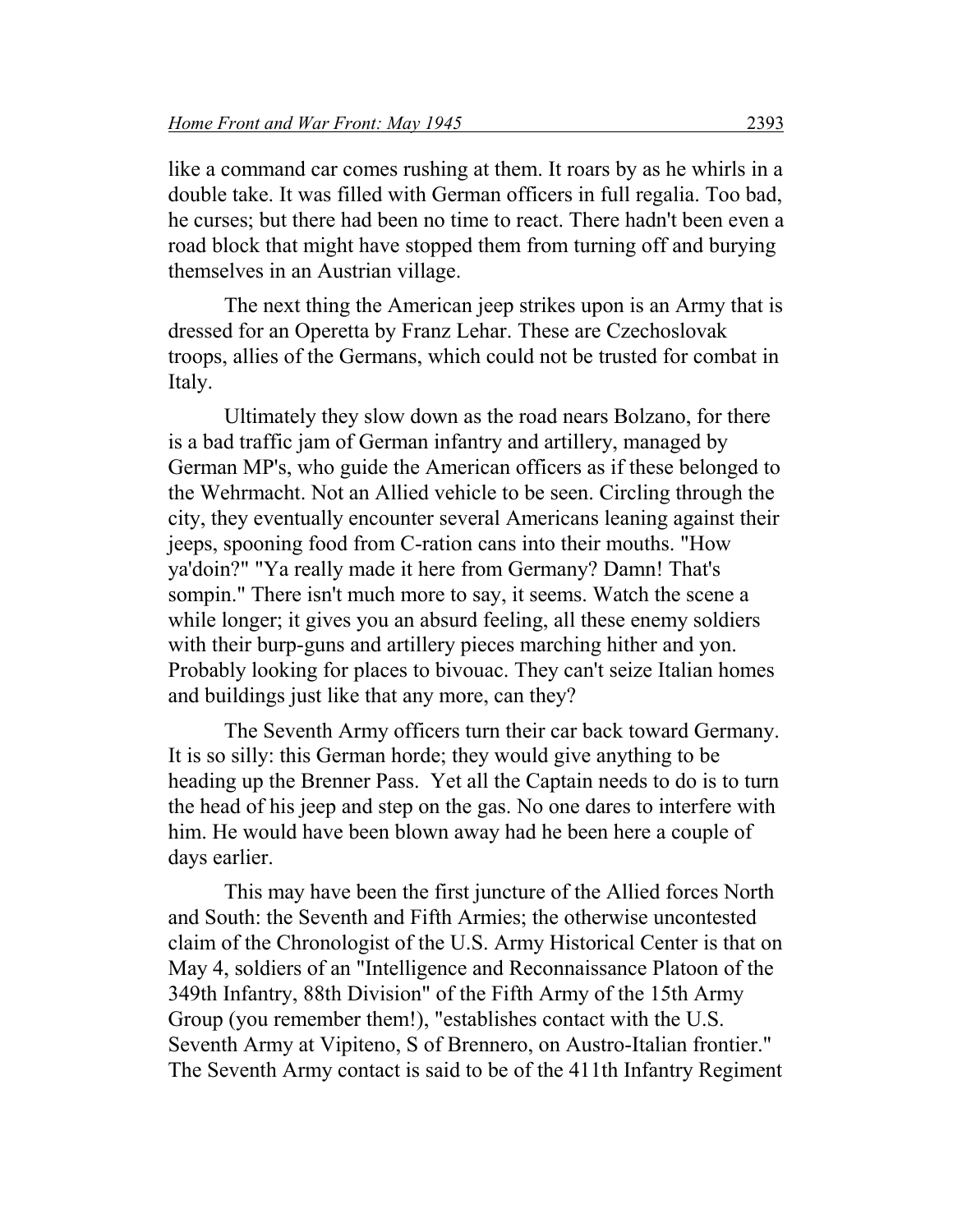like a command car comes rushing at them. It roars by as he whirls in a double take. It was filled with German officers in full regalia. Too bad, he curses; but there had been no time to react. There hadn't been even a road block that might have stopped them from turning off and burying themselves in an Austrian village.

The next thing the American jeep strikes upon is an Army that is dressed for an Operetta by Franz Lehar. These are Czechoslovak troops, allies of the Germans, which could not be trusted for combat in Italy.

Ultimately they slow down as the road nears Bolzano, for there is a bad traffic jam of German infantry and artillery, managed by German MP's, who guide the American officers as if these belonged to the Wehrmacht. Not an Allied vehicle to be seen. Circling through the city, they eventually encounter several Americans leaning against their jeeps, spooning food from C-ration cans into their mouths. "How ya'doin?" "Ya really made it here from Germany? Damn! That's sompin." There isn't much more to say, it seems. Watch the scene a while longer; it gives you an absurd feeling, all these enemy soldiers with their burp-guns and artillery pieces marching hither and yon. Probably looking for places to bivouac. They can't seize Italian homes and buildings just like that any more, can they?

The Seventh Army officers turn their car back toward Germany. It is so silly: this German horde; they would give anything to be heading up the Brenner Pass. Yet all the Captain needs to do is to turn the head of his jeep and step on the gas. No one dares to interfere with him. He would have been blown away had he been here a couple of days earlier.

This may have been the first juncture of the Allied forces North and South: the Seventh and Fifth Armies; the otherwise uncontested claim of the Chronologist of the U.S. Army Historical Center is that on May 4, soldiers of an "Intelligence and Reconnaissance Platoon of the 349th Infantry, 88th Division" of the Fifth Army of the 15th Army Group (you remember them!), "establishes contact with the U.S. Seventh Army at Vipiteno, S of Brennero, on Austro-Italian frontier." The Seventh Army contact is said to be of the 411th Infantry Regiment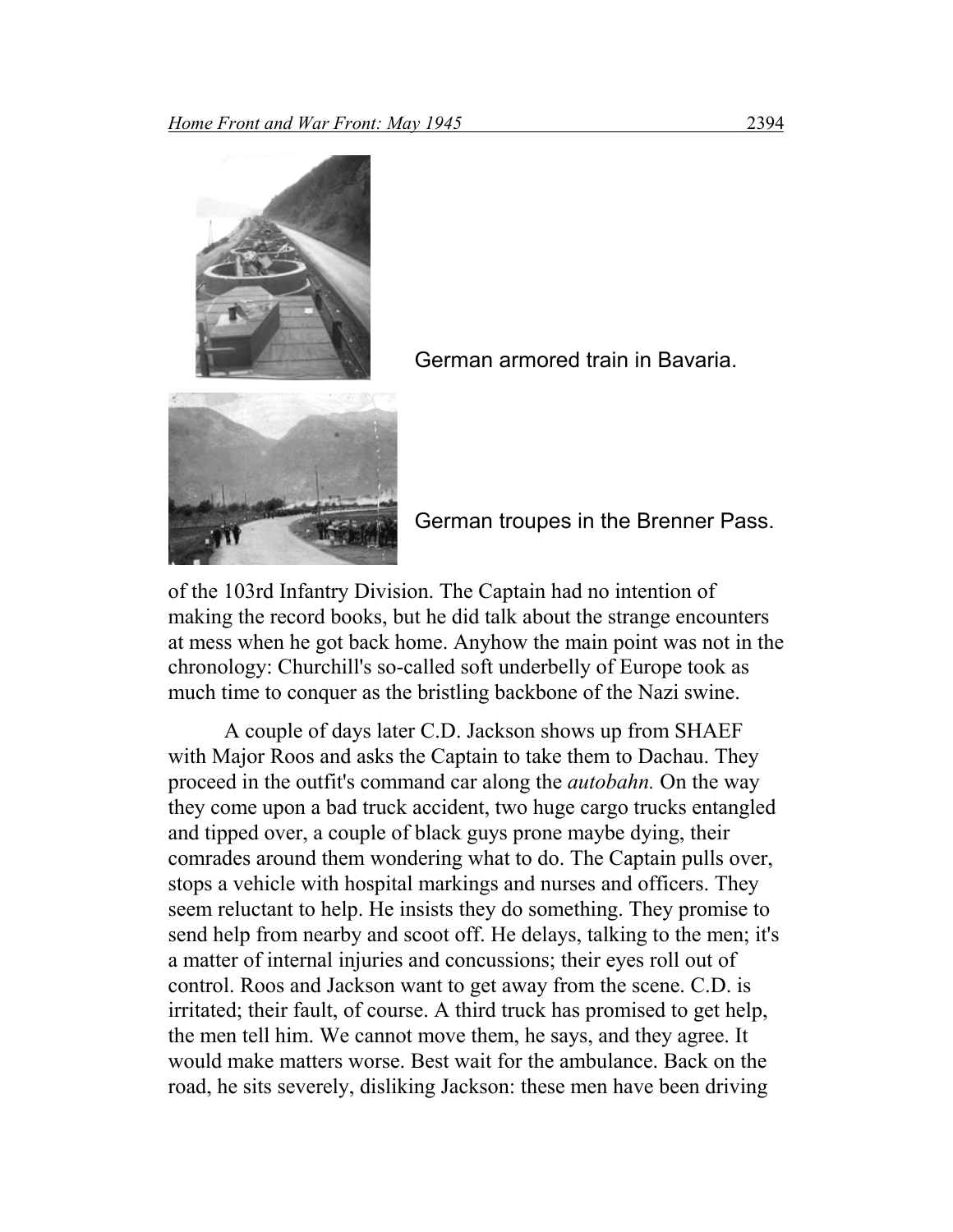German armored train in Bavaria.

German troupes in the Brenner Pass.

of the 103rd Infantry Division. The Captain had no intention of making the record books, but he did talk about the strange encounters at mess when he got back home. Anyhow the main point was not in the chronology: Churchill's so-called soft underbelly of Europe took as much time to conquer as the bristling backbone of the Nazi swine.

A couple of days later C.D. Jackson shows up from SHAEF with Major Roos and asks the Captain to take them to Dachau. They proceed in the outfit's command car along the *autobahn.* On the way they come upon a bad truck accident, two huge cargo trucks entangled and tipped over, a couple of black guys prone maybe dying, their comrades around them wondering what to do. The Captain pulls over, stops a vehicle with hospital markings and nurses and officers. They seem reluctant to help. He insists they do something. They promise to send help from nearby and scoot off. He delays, talking to the men; it's a matter of internal injuries and concussions; their eyes roll out of control. Roos and Jackson want to get away from the scene. C.D. is irritated; their fault, of course. A third truck has promised to get help, the men tell him. We cannot move them, he says, and they agree. It would make matters worse. Best wait for the ambulance. Back on the road, he sits severely, disliking Jackson: these men have been driving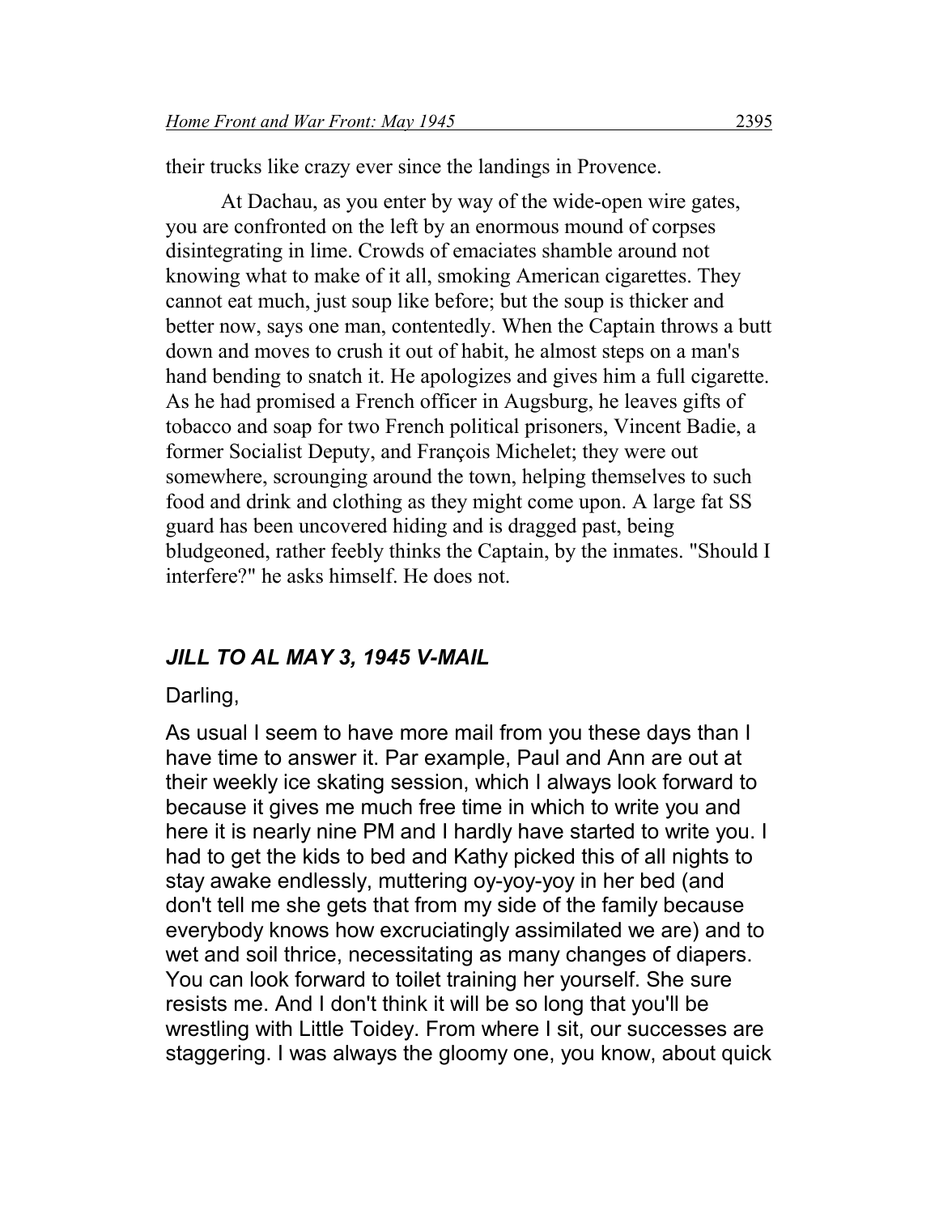their trucks like crazy ever since the landings in Provence.

At Dachau, as you enter by way of the wide-open wire gates, you are confronted on the left by an enormous mound of corpses disintegrating in lime. Crowds of emaciates shamble around not knowing what to make of it all, smoking American cigarettes. They cannot eat much, just soup like before; but the soup is thicker and better now, says one man, contentedly. When the Captain throws a butt down and moves to crush it out of habit, he almost steps on a man's hand bending to snatch it. He apologizes and gives him a full cigarette. As he had promised a French officer in Augsburg, he leaves gifts of tobacco and soap for two French political prisoners, Vincent Badie, a former Socialist Deputy, and François Michelet; they were out somewhere, scrounging around the town, helping themselves to such food and drink and clothing as they might come upon. A large fat SS guard has been uncovered hiding and is dragged past, being bludgeoned, rather feebly thinks the Captain, by the inmates. "Should I interfere?" he asks himself. He does not.

### *JILL TO AL MAY 3, 1945 V-MAIL*

Darling,

As usual I seem to have more mail from you these days than I have time to answer it. Par example, Paul and Ann are out at their weekly ice skating session, which I always look forward to because it gives me much free time in which to write you and here it is nearly nine PM and I hardly have started to write you. I had to get the kids to bed and Kathy picked this of all nights to stay awake endlessly, muttering oy-yoy-yoy in her bed (and don't tell me she gets that from my side of the family because everybody knows how excruciatingly assimilated we are) and to wet and soil thrice, necessitating as many changes of diapers. You can look forward to toilet training her yourself. She sure resists me. And I don't think it will be so long that you'll be wrestling with Little Toidey. From where I sit, our successes are staggering. I was always the gloomy one, you know, about quick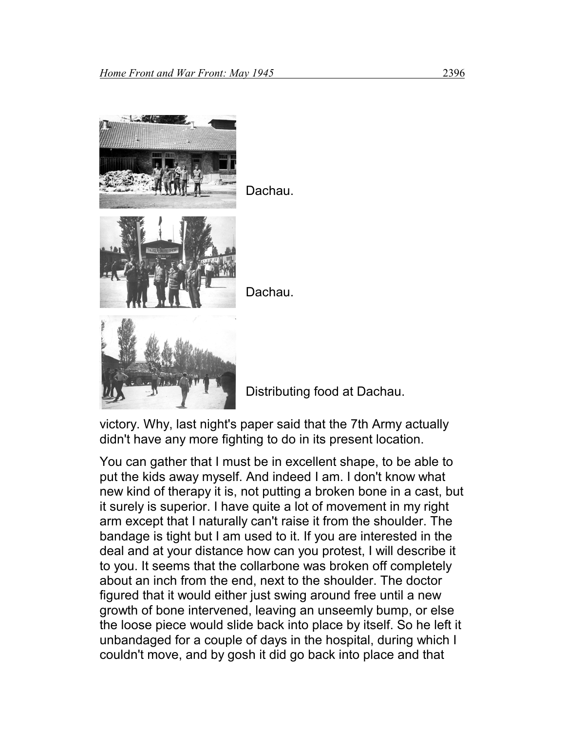Dachau.

Dachau.

Distributing food at Dachau.

victory. Why, last night's paper said that the 7th Army actually didn't have any more fighting to do in its present location.

You can gather that I must be in excellent shape, to be able to put the kids away myself. And indeed I am. I don't know what new kind of therapy it is, not putting a broken bone in a cast, but it surely is superior. I have quite a lot of movement in my right arm except that I naturally can't raise it from the shoulder. The bandage is tight but I am used to it. If you are interested in the deal and at your distance how can you protest, I will describe it to you. It seems that the collarbone was broken off completely about an inch from the end, next to the shoulder. The doctor figured that it would either just swing around free until a new growth of bone intervened, leaving an unseemly bump, or else the loose piece would slide back into place by itself. So he left it unbandaged for a couple of days in the hospital, during which I couldn't move, and by gosh it did go back into place and that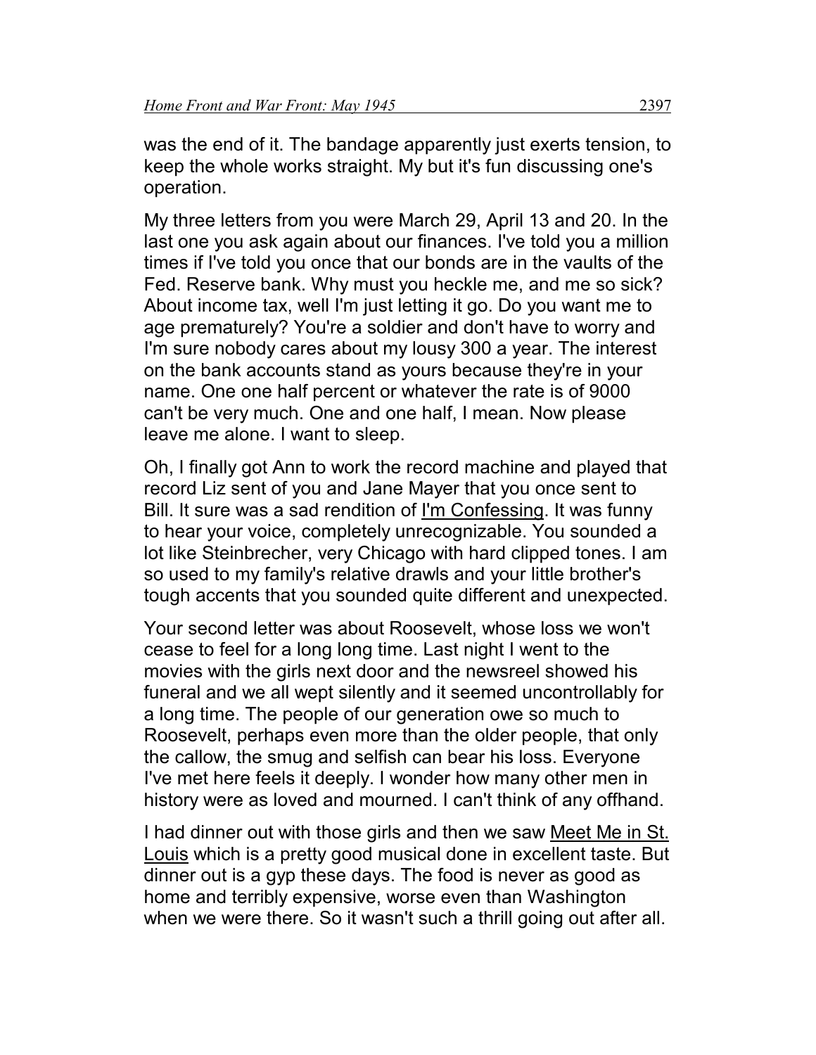was the end of it. The bandage apparently just exerts tension, to keep the whole works straight. My but it's fun discussing one's operation.

My three letters from you were March 29, April 13 and 20. In the last one you ask again about our finances. I've told you a million times if I've told you once that our bonds are in the vaults of the Fed. Reserve bank. Why must you heckle me, and me so sick? About income tax, well I'm just letting it go. Do you want me to age prematurely? You're a soldier and don't have to worry and I'm sure nobody cares about my lousy 300 a year. The interest on the bank accounts stand as yours because they're in your name. One one half percent or whatever the rate is of 9000 can't be very much. One and one half, I mean. Now please leave me alone. I want to sleep.

Oh, I finally got Ann to work the record machine and played that record Liz sent of you and Jane Mayer that you once sent to Bill. It sure was a sad rendition of <u>I'm Confessing</u>. It was funny to hear your voice, completely unrecognizable. You sounded a lot like Steinbrecher, very Chicago with hard clipped tones. I am so used to my family's relative drawls and your little brother's tough accents that you sounded quite different and unexpected.

Your second letter was about Roosevelt, whose loss we won't cease to feel for a long long time. Last night I went to the movies with the girls next door and the newsreel showed his funeral and we all wept silently and it seemed uncontrollably for a long time. The people of our generation owe so much to Roosevelt, perhaps even more than the older people, that only the callow, the smug and selfish can bear his loss. Everyone I've met here feels it deeply. I wonder how many other men in history were as loved and mourned. I can't think of any offhand.

I had dinner out with those girls and then we saw <u>Meet Me in St. Louis</u> which is a pretty good musical done in excellent taste. But dinner out is a gyp these days. The food is never as good as home and terribly expensive, worse even than Washington when we were there. So it wasn't such a thrill going out after all.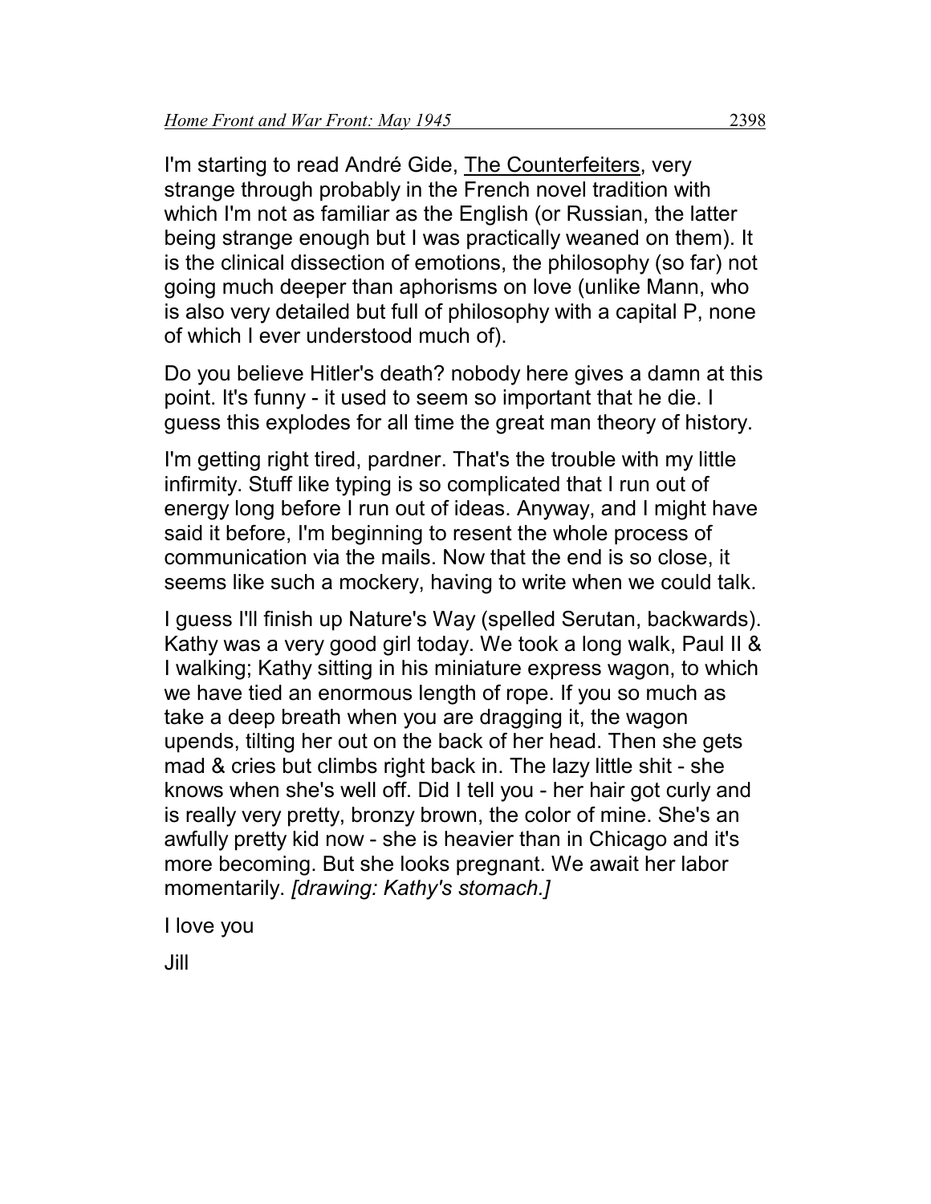I'm starting to read André Gide, The Counterfeiters, very strange through probably in the French novel tradition with which I'm not as familiar as the English (or Russian, the latter being strange enough but I was practically weaned on them). It is the clinical dissection of emotions, the philosophy (so far) not going much deeper than aphorisms on love (unlike Mann, who is also very detailed but full of philosophy with a capital P, none of which I ever understood much of).

Do you believe Hitler's death? nobody here gives a damn at this point. It's funny - it used to seem so important that he die. I guess this explodes for all time the great man theory of history.

I'm getting right tired, pardner. That's the trouble with my little infirmity. Stuff like typing is so complicated that I run out of energy long before I run out of ideas. Anyway, and I might have said it before, I'm beginning to resent the whole process of communication via the mails. Now that the end is so close, it seems like such a mockery, having to write when we could talk.

I guess I'll finish up Nature's Way (spelled Serutan, backwards). Kathy was a very good girl today. We took a long walk, Paul II & I walking; Kathy sitting in his miniature express wagon, to which we have tied an enormous length of rope. If you so much as take a deep breath when you are dragging it, the wagon upends, tilting her out on the back of her head. Then she gets mad & cries but climbs right back in. The lazy little shit - she knows when she's well off. Did I tell you - her hair got curly and is really very pretty, bronzy brown, the color of mine. She's an awfully pretty kid now - she is heavier than in Chicago and it's more becoming. But she looks pregnant. We await her labor momentarily. *[drawing: Kathy's stomach.]*

I love you

Jill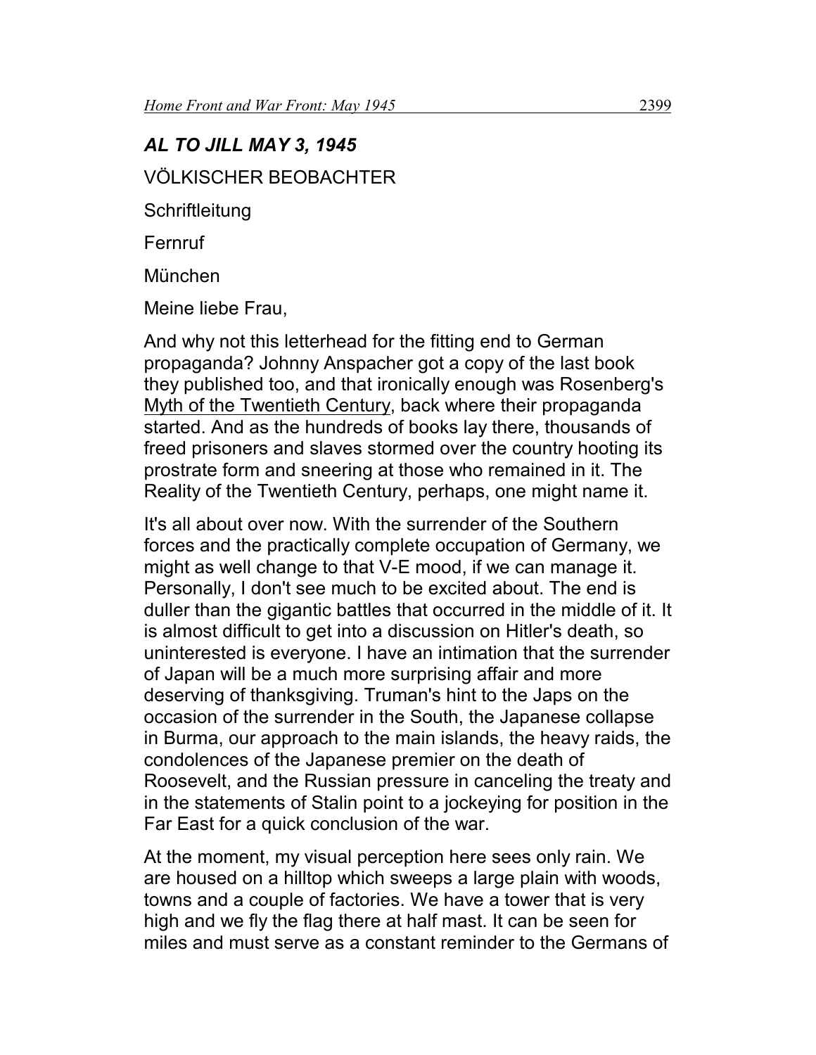## *AL TO JILL MAY 3, 1945*

VÖLKISCHER BEOBACHTER

Schriftleitung

Fernruf

München

Meine liebe Frau,

And why not this letterhead for the fitting end to German propaganda? Johnny Anspacher got a copy of the last book they published too, and that ironically enough was Rosenberg's Myth of the Twentieth Century, back where their propaganda started. And as the hundreds of books lay there, thousands of freed prisoners and slaves stormed over the country hooting its prostrate form and sneering at those who remained in it. The Reality of the Twentieth Century, perhaps, one might name it.

It's all about over now. With the surrender of the Southern forces and the practically complete occupation of Germany, we might as well change to that V-E mood, if we can manage it. Personally, I don't see much to be excited about. The end is duller than the gigantic battles that occurred in the middle of it. It is almost difficult to get into a discussion on Hitler's death, so uninterested is everyone. I have an intimation that the surrender of Japan will be a much more surprising affair and more deserving of thanksgiving. Truman's hint to the Japs on the occasion of the surrender in the South, the Japanese collapse in Burma, our approach to the main islands, the heavy raids, the condolences of the Japanese premier on the death of Roosevelt, and the Russian pressure in canceling the treaty and in the statements of Stalin point to a jockeying for position in the Far East for a quick conclusion of the war.

At the moment, my visual perception here sees only rain. We are housed on a hilltop which sweeps a large plain with woods, towns and a couple of factories. We have a tower that is very high and we fly the flag there at half mast. It can be seen for miles and must serve as a constant reminder to the Germans of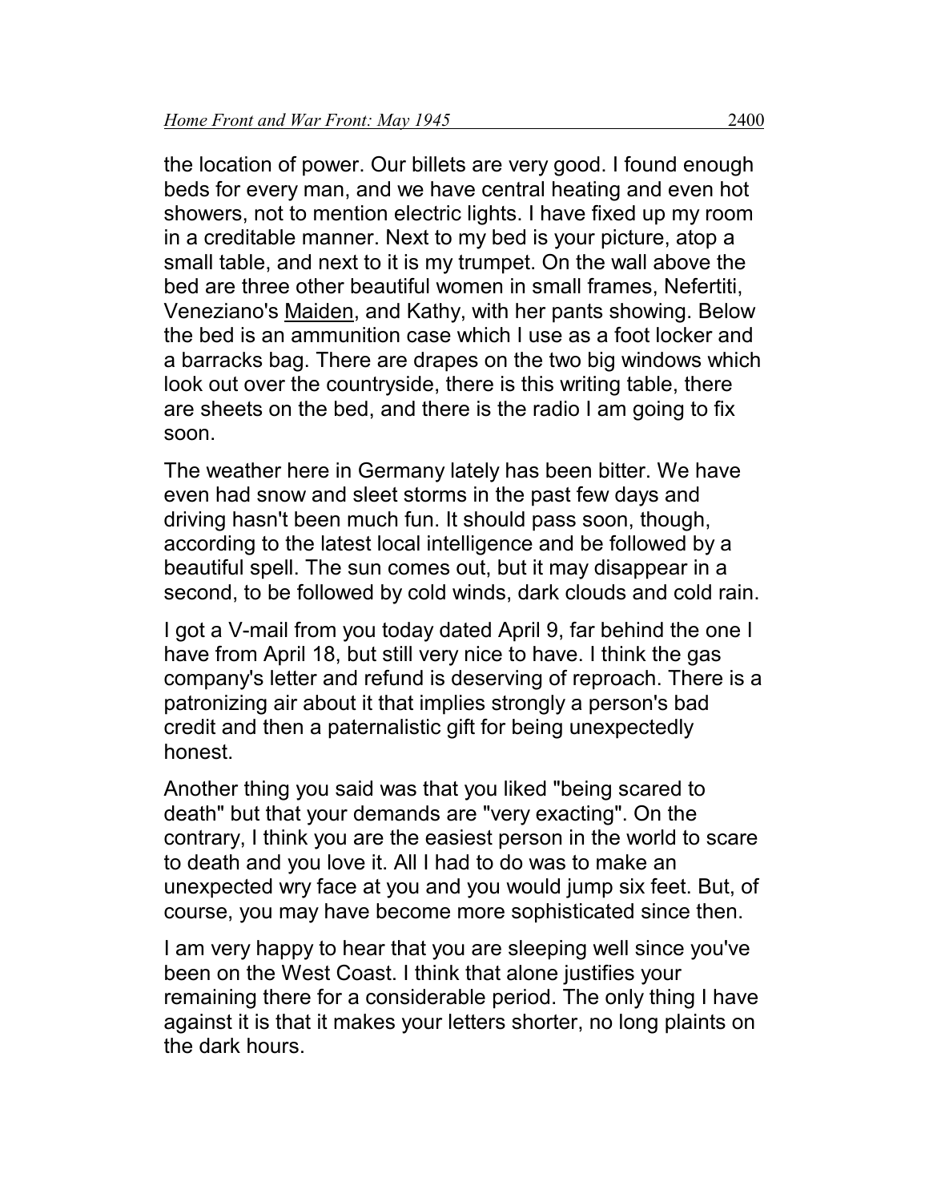the location of power. Our billets are very good. I found enough beds for every man, and we have central heating and even hot showers, not to mention electric lights. I have fixed up my room in a creditable manner. Next to my bed is your picture, atop a small table, and next to it is my trumpet. On the wall above the bed are three other beautiful women in small frames, Nefertiti, Veneziano's <u>Maiden</u>, and Kathy, with her pants showing. Below the bed is an ammunition case which I use as a foot locker and a barracks bag. There are drapes on the two big windows which look out over the countryside, there is this writing table, there are sheets on the bed, and there is the radio I am going to fix soon.

The weather here in Germany lately has been bitter. We have even had snow and sleet storms in the past few days and driving hasn't been much fun. It should pass soon, though, according to the latest local intelligence and be followed by a beautiful spell. The sun comes out, but it may disappear in a second, to be followed by cold winds, dark clouds and cold rain.

I got a V-mail from you today dated April 9, far behind the one I have from April 18, but still very nice to have. I think the gas company's letter and refund is deserving of reproach. There is a patronizing air about it that implies strongly a person's bad credit and then a paternalistic gift for being unexpectedly honest.

Another thing you said was that you liked "being scared to death" but that your demands are "very exacting". On the contrary, I think you are the easiest person in the world to scare to death and you love it. All I had to do was to make an unexpected wry face at you and you would jump six feet. But, of course, you may have become more sophisticated since then.

I am very happy to hear that you are sleeping well since you've been on the West Coast. I think that alone justifies your remaining there for a considerable period. The only thing I have against it is that it makes your letters shorter, no long plaints on the dark hours.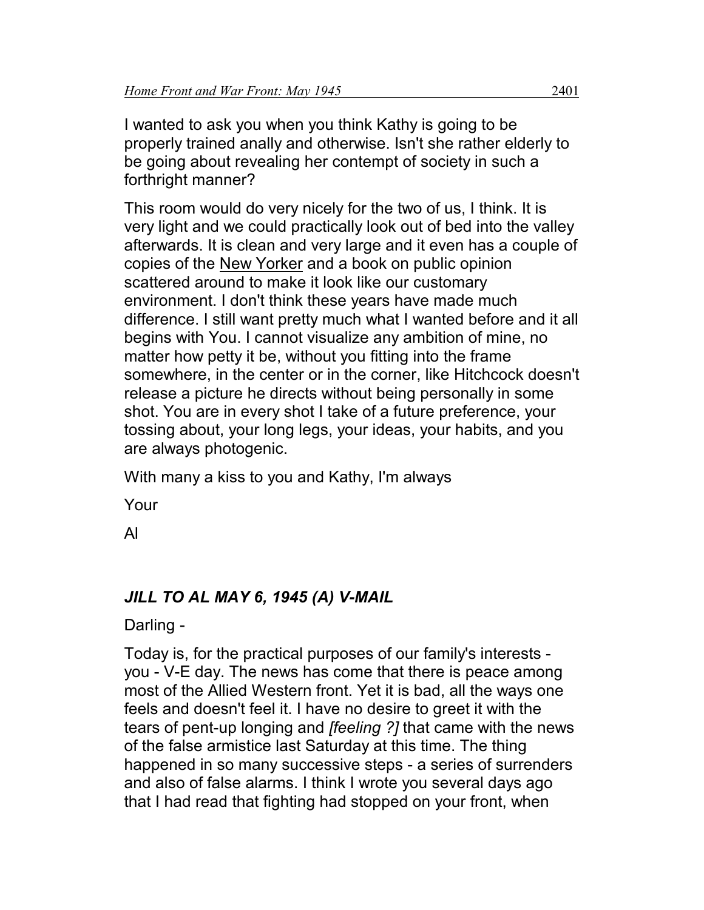I wanted to ask you when you think Kathy is going to be properly trained anally and otherwise. Isn't she rather elderly to be going about revealing her contempt of society in such a forthright manner?

This room would do very nicely for the two of us, I think. It is very light and we could practically look out of bed into the valley afterwards. It is clean and very large and it even has a couple of copies of the New Yorker and a book on public opinion scattered around to make it look like our customary environment. I don't think these years have made much difference. I still want pretty much what I wanted before and it all begins with You. I cannot visualize any ambition of mine, no matter how petty it be, without you fitting into the frame somewhere, in the center or in the corner, like Hitchcock doesn't release a picture he directs without being personally in some shot. You are in every shot I take of a future preference, your tossing about, your long legs, your ideas, your habits, and you are always photogenic.

With many a kiss to you and Kathy, I'm always

Your

Al

### *JILL TO AL MAY 6, 1945 (A) V-MAIL*

Darling -

Today is, for the practical purposes of our family's interests - you - V-E day. The news has come that there is peace among most of the Allied Western front. Yet it is bad, all the ways one feels and doesn't feel it. I have no desire to greet it with the tears of pent-up longing and *[feeling ?]* that came with the news of the false armistice last Saturday at this time. The thing happened in so many successive steps - a series of surrenders and also of false alarms. I think I wrote you several days ago that I had read that fighting had stopped on your front, when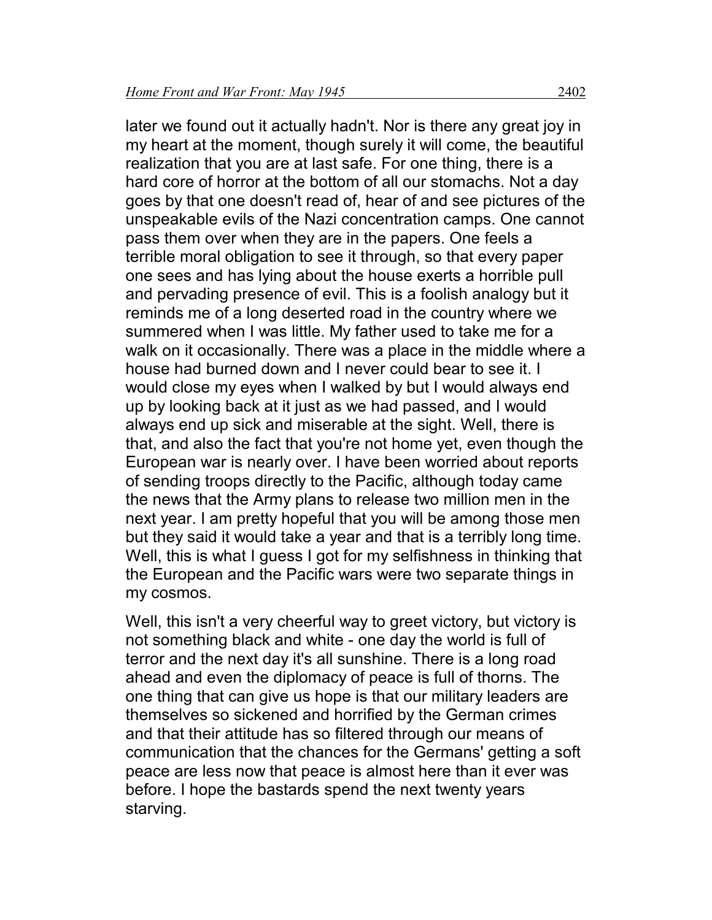later we found out it actually hadn't. Nor is there any great joy in my heart at the moment, though surely it will come, the beautiful realization that you are at last safe. For one thing, there is a hard core of horror at the bottom of all our stomachs. Not a day goes by that one doesn't read of, hear of and see pictures of the unspeakable evils of the Nazi concentration camps. One cannot pass them over when they are in the papers. One feels a terrible moral obligation to see it through, so that every paper one sees and has lying about the house exerts a horrible pull and pervading presence of evil. This is a foolish analogy but it reminds me of a long deserted road in the country where we summered when I was little. My father used to take me for a walk on it occasionally. There was a place in the middle where a house had burned down and I never could bear to see it. I would close my eyes when I walked by but I would always end up by looking back at it just as we had passed, and I would always end up sick and miserable at the sight. Well, there is that, and also the fact that you're not home yet, even though the European war is nearly over. I have been worried about reports of sending troops directly to the Pacific, although today came the news that the Army plans to release two million men in the next year. I am pretty hopeful that you will be among those men but they said it would take a year and that is a terribly long time. Well, this is what I guess I got for my selfishness in thinking that the European and the Pacific wars were two separate things in my cosmos.

Well, this isn't a very cheerful way to greet victory, but victory is not something black and white - one day the world is full of terror and the next day it's all sunshine. There is a long road ahead and even the diplomacy of peace is full of thorns. The one thing that can give us hope is that our military leaders are themselves so sickened and horrified by the German crimes and that their attitude has so filtered through our means of communication that the chances for the Germans' getting a soft peace are less now that peace is almost here than it ever was before. I hope the bastards spend the next twenty years starving.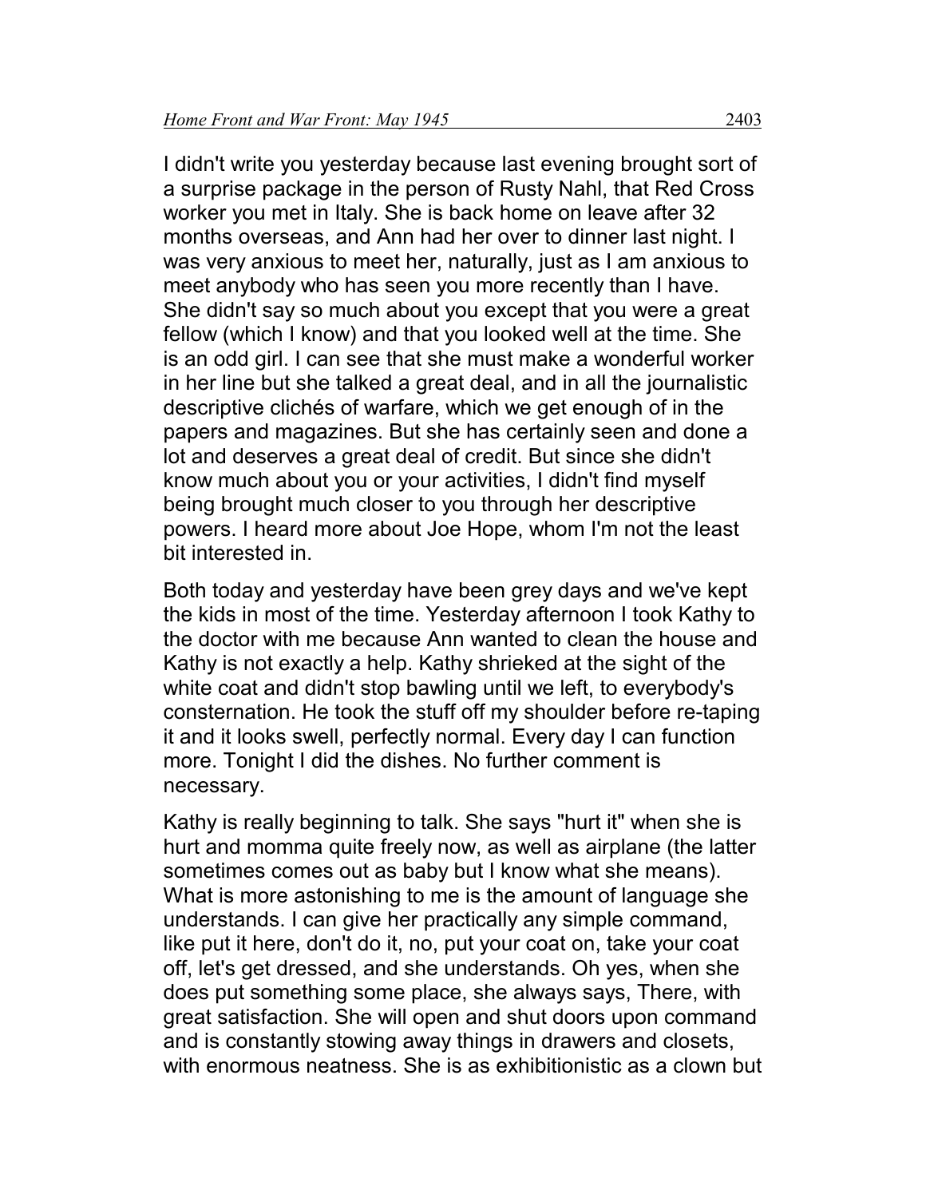I didn't write you yesterday because last evening brought sort of a surprise package in the person of Rusty Nahl, that Red Cross worker you met in Italy. She is back home on leave after 32 months overseas, and Ann had her over to dinner last night. I was very anxious to meet her, naturally, just as I am anxious to meet anybody who has seen you more recently than I have. She didn't say so much about you except that you were a great fellow (which I know) and that you looked well at the time. She is an odd girl. I can see that she must make a wonderful worker in her line but she talked a great deal, and in all the journalistic descriptive clichés of warfare, which we get enough of in the papers and magazines. But she has certainly seen and done a lot and deserves a great deal of credit. But since she didn't know much about you or your activities, I didn't find myself being brought much closer to you through her descriptive powers. I heard more about Joe Hope, whom I'm not the least bit interested in.

Both today and yesterday have been grey days and we've kept the kids in most of the time. Yesterday afternoon I took Kathy to the doctor with me because Ann wanted to clean the house and Kathy is not exactly a help. Kathy shrieked at the sight of the white coat and didn't stop bawling until we left, to everybody's consternation. He took the stuff off my shoulder before re-taping it and it looks swell, perfectly normal. Every day I can function more. Tonight I did the dishes. No further comment is necessary.

Kathy is really beginning to talk. She says "hurt it" when she is hurt and momma quite freely now, as well as airplane (the latter sometimes comes out as baby but I know what she means). What is more astonishing to me is the amount of language she understands. I can give her practically any simple command, like put it here, don't do it, no, put your coat on, take your coat off, let's get dressed, and she understands. Oh yes, when she does put something some place, she always says, There, with great satisfaction. She will open and shut doors upon command and is constantly stowing away things in drawers and closets, with enormous neatness. She is as exhibitionistic as a clown but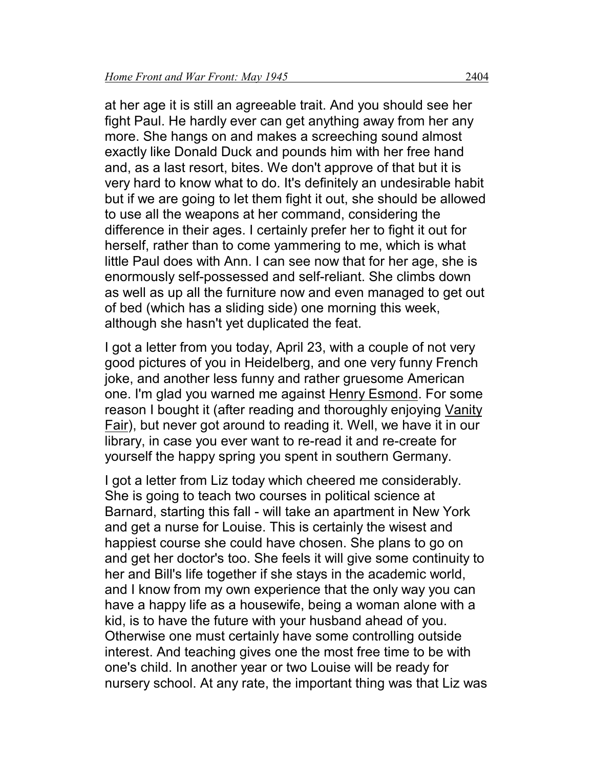at her age it is still an agreeable trait. And you should see her fight Paul. He hardly ever can get anything away from her any more. She hangs on and makes a screeching sound almost exactly like Donald Duck and pounds him with her free hand and, as a last resort, bites. We don't approve of that but it is very hard to know what to do. It's definitely an undesirable habit but if we are going to let them fight it out, she should be allowed to use all the weapons at her command, considering the difference in their ages. I certainly prefer her to fight it out for herself, rather than to come yammering to me, which is what little Paul does with Ann. I can see now that for her age, she is enormously self-possessed and self-reliant. She climbs down as well as up all the furniture now and even managed to get out of bed (which has a sliding side) one morning this week, although she hasn't yet duplicated the feat.

I got a letter from you today, April 23, with a couple of not very good pictures of you in Heidelberg, and one very funny French joke, and another less funny and rather gruesome American one. I'm glad you warned me against <u>Henry Esmond</u>. For some reason I bought it (after reading and thoroughly enjoying <u>Vanity Fair</u>), but never got around to reading it. Well, we have it in our library, in case you ever want to re-read it and re-create for yourself the happy spring you spent in southern Germany.

I got a letter from Liz today which cheered me considerably. She is going to teach two courses in political science at Barnard, starting this fall - will take an apartment in New York and get a nurse for Louise. This is certainly the wisest and happiest course she could have chosen. She plans to go on and get her doctor's too. She feels it will give some continuity to her and Bill's life together if she stays in the academic world, and I know from my own experience that the only way you can have a happy life as a housewife, being a woman alone with a kid, is to have the future with your husband ahead of you. Otherwise one must certainly have some controlling outside interest. And teaching gives one the most free time to be with one's child. In another year or two Louise will be ready for nursery school. At any rate, the important thing was that Liz was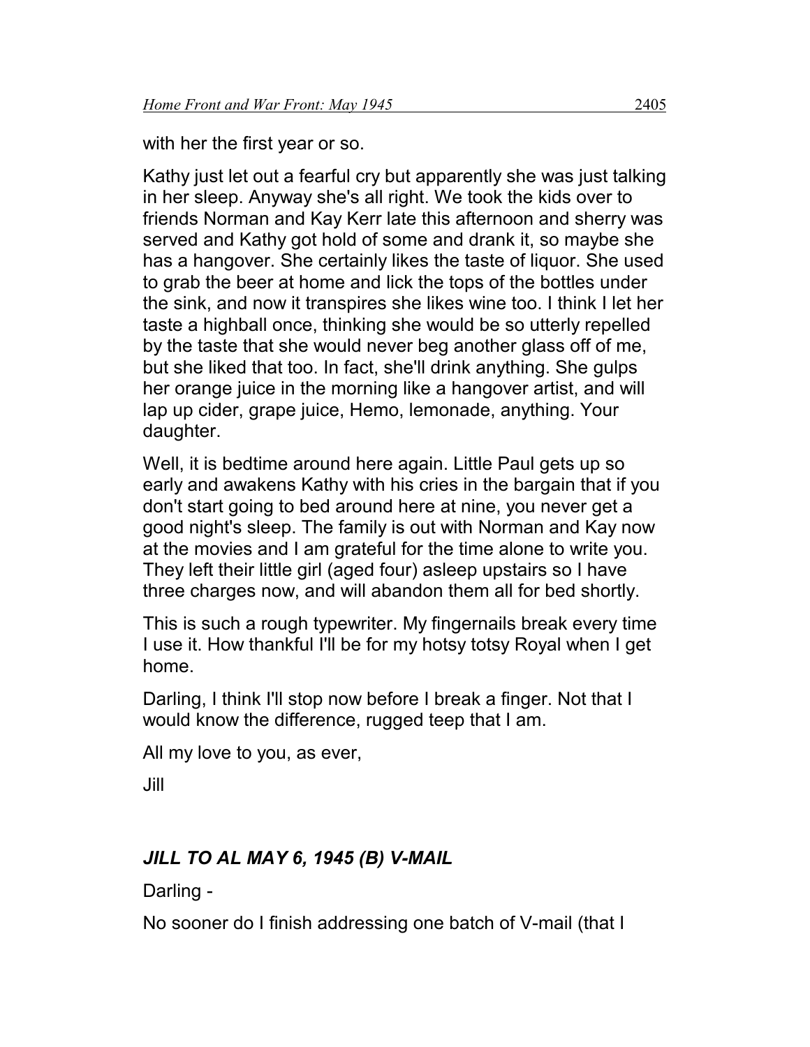with her the first year or so.

Kathy just let out a fearful cry but apparently she was just talking in her sleep. Anyway she's all right. We took the kids over to friends Norman and Kay Kerr late this afternoon and sherry was served and Kathy got hold of some and drank it, so maybe she has a hangover. She certainly likes the taste of liquor. She used to grab the beer at home and lick the tops of the bottles under the sink, and now it transpires she likes wine too. I think I let her taste a highball once, thinking she would be so utterly repelled by the taste that she would never beg another glass off of me, but she liked that too. In fact, she'll drink anything. She gulps her orange juice in the morning like a hangover artist, and will lap up cider, grape juice, Hemo, lemonade, anything. Your daughter.

Well, it is bedtime around here again. Little Paul gets up so early and awakens Kathy with his cries in the bargain that if you don't start going to bed around here at nine, you never get a good night's sleep. The family is out with Norman and Kay now at the movies and I am grateful for the time alone to write you. They left their little girl (aged four) asleep upstairs so I have three charges now, and will abandon them all for bed shortly.

This is such a rough typewriter. My fingernails break every time I use it. How thankful I'll be for my hotsy totsy Royal when I get home.

Darling, I think I'll stop now before I break a finger. Not that I would know the difference, rugged teep that I am.

All my love to you, as ever,

Jill

### *JILL TO AL MAY 6, 1945 (B) V-MAIL*

Darling -

No sooner do I finish addressing one batch of V-mail (that I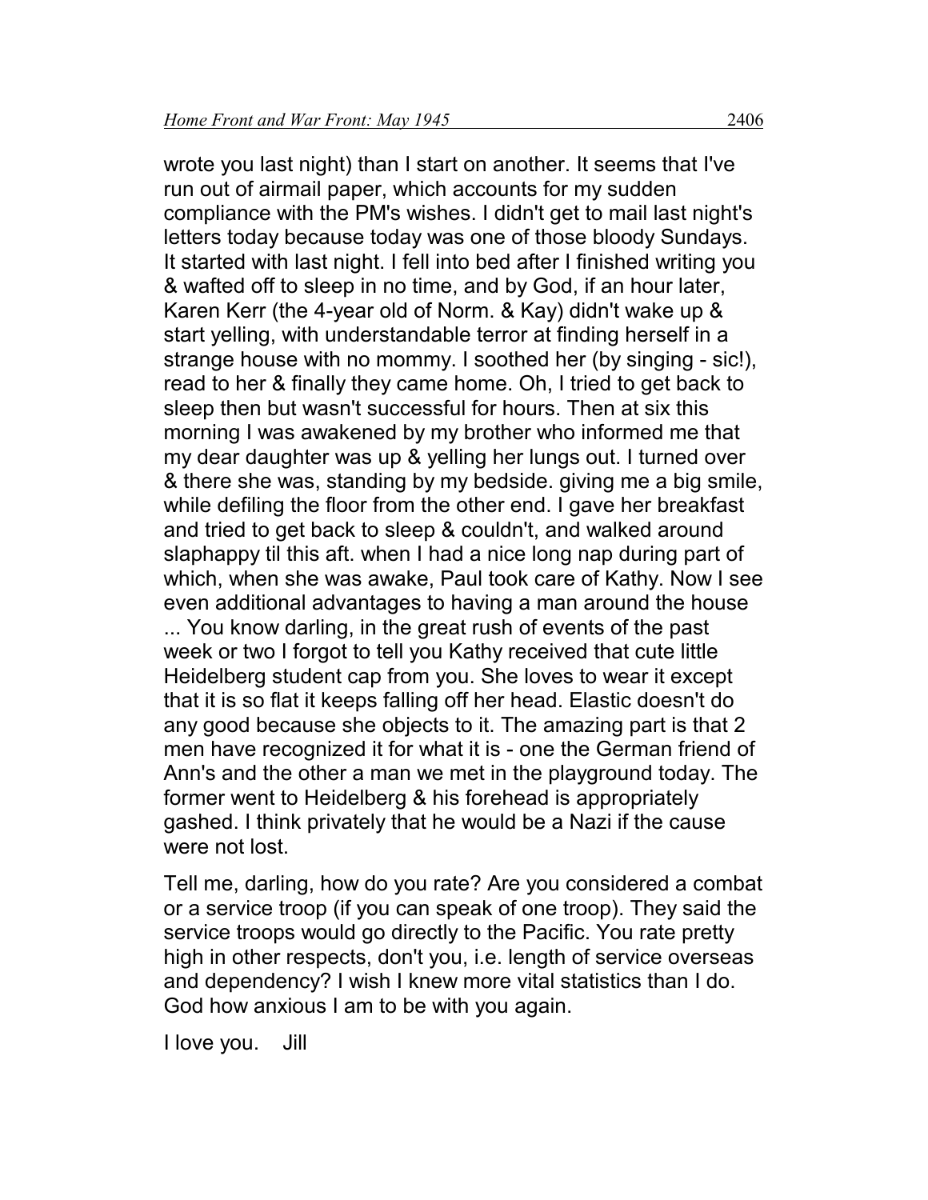wrote you last night) than I start on another. It seems that I've run out of airmail paper, which accounts for my sudden compliance with the PM's wishes. I didn't get to mail last night's letters today because today was one of those bloody Sundays. It started with last night. I fell into bed after I finished writing you & wafted off to sleep in no time, and by God, if an hour later, Karen Kerr (the 4-year old of Norm. & Kay) didn't wake up & start yelling, with understandable terror at finding herself in a strange house with no mommy. I soothed her (by singing - sic!), read to her & finally they came home. Oh, I tried to get back to sleep then but wasn't successful for hours. Then at six this morning I was awakened by my brother who informed me that my dear daughter was up & yelling her lungs out. I turned over & there she was, standing by my bedside. giving me a big smile, while defiling the floor from the other end. I gave her breakfast and tried to get back to sleep & couldn't, and walked around slaphappy til this aft. when I had a nice long nap during part of which, when she was awake, Paul took care of Kathy. Now I see even additional advantages to having a man around the house ... You know darling, in the great rush of events of the past week or two I forgot to tell you Kathy received that cute little Heidelberg student cap from you. She loves to wear it except that it is so flat it keeps falling off her head. Elastic doesn't do any good because she objects to it. The amazing part is that 2 men have recognized it for what it is - one the German friend of Ann's and the other a man we met in the playground today. The former went to Heidelberg & his forehead is appropriately gashed. I think privately that he would be a Nazi if the cause were not lost.

Tell me, darling, how do you rate? Are you considered a combat or a service troop (if you can speak of one troop). They said the service troops would go directly to the Pacific. You rate pretty high in other respects, don't you, i.e. length of service overseas and dependency? I wish I knew more vital statistics than I do. God how anxious I am to be with you again.

I love you. Jill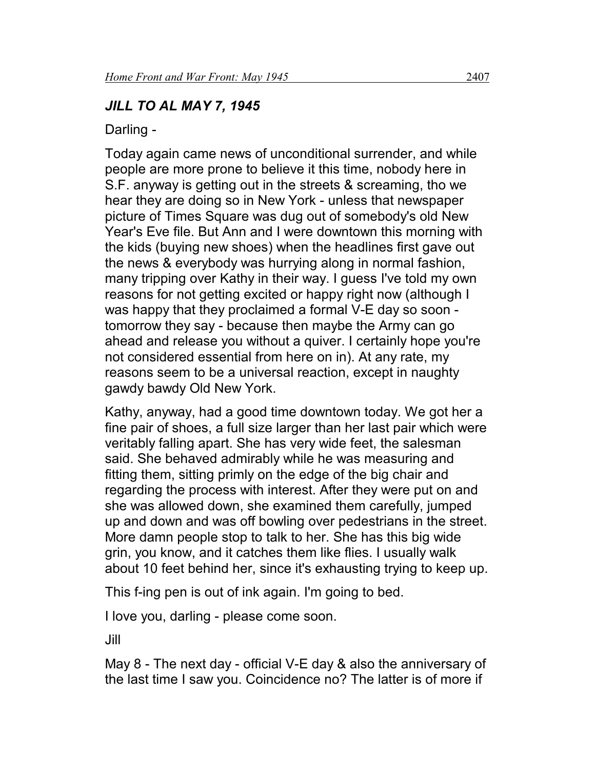### *JILL TO AL MAY 7, 1945*

Darling -

Today again came news of unconditional surrender, and while people are more prone to believe it this time, nobody here in S.F. anyway is getting out in the streets & screaming, tho we hear they are doing so in New York - unless that newspaper picture of Times Square was dug out of somebody's old New Year's Eve file. But Ann and I were downtown this morning with the kids (buying new shoes) when the headlines first gave out the news & everybody was hurrying along in normal fashion, many tripping over Kathy in their way. I guess I've told my own reasons for not getting excited or happy right now (although I was happy that they proclaimed a formal V-E day so soon - tomorrow they say - because then maybe the Army can go ahead and release you without a quiver. I certainly hope you're not considered essential from here on in). At any rate, my reasons seem to be a universal reaction, except in naughty gawdy bawdy Old New York.

Kathy, anyway, had a good time downtown today. We got her a fine pair of shoes, a full size larger than her last pair which were veritably falling apart. She has very wide feet, the salesman said. She behaved admirably while he was measuring and fitting them, sitting primly on the edge of the big chair and regarding the process with interest. After they were put on and she was allowed down, she examined them carefully, jumped up and down and was off bowling over pedestrians in the street. More damn people stop to talk to her. She has this big wide grin, you know, and it catches them like flies. I usually walk about 10 feet behind her, since it's exhausting trying to keep up.

This f-ing pen is out of ink again. I'm going to bed.

I love you, darling - please come soon.

Jill

May 8 - The next day - official V-E day & also the anniversary of the last time I saw you. Coincidence no? The latter is of more if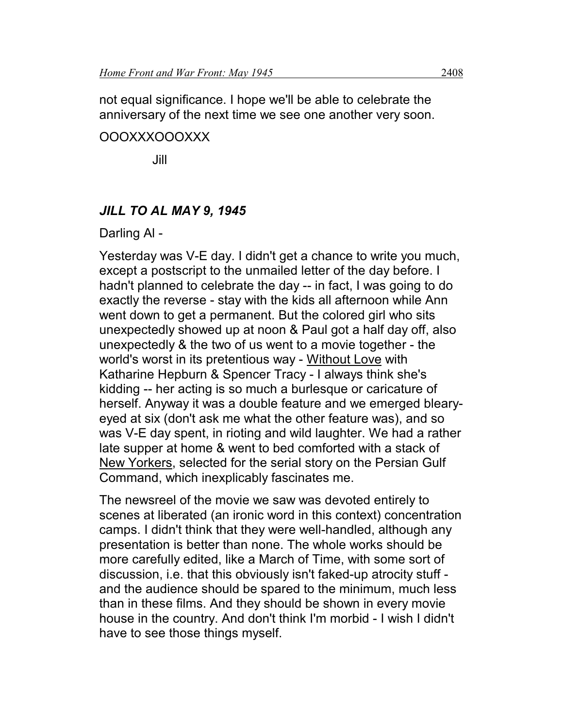not equal significance. I hope we'll be able to celebrate the anniversary of the next time we see one another very soon.

OOOXXXOOOXXX

Jill

### *JILL TO AL MAY 9, 1945*

Darling Al -

Yesterday was V-E day. I didn't get a chance to write you much, except a postscript to the unmailed letter of the day before. I hadn't planned to celebrate the day -- in fact, I was going to do exactly the reverse - stay with the kids all afternoon while Ann went down to get a permanent. But the colored girl who sits unexpectedly showed up at noon & Paul got a half day off, also unexpectedly & the two of us went to a movie together - the world's worst in its pretentious way - <u>Without Love</u> with Katharine Hepburn & Spencer Tracy - I always think she's kidding -- her acting is so much a burlesque or caricature of herself. Anyway it was a double feature and we emerged bleary-eyed at six (don't ask me what the other feature was), and so was V-E day spent, in rioting and wild laughter. We had a rather late supper at home & went to bed comforted with a stack of <u>New Yorkers</u>, selected for the serial story on the Persian Gulf Command, which inexplicably fascinates me.

The newsreel of the movie we saw was devoted entirely to scenes at liberated (an ironic word in this context) concentration camps. I didn't think that they were well-handled, although any presentation is better than none. The whole works should be more carefully edited, like a March of Time, with some sort of discussion, i.e. that this obviously isn't faked-up atrocity stuff - and the audience should be spared to the minimum, much less than in these films. And they should be shown in every movie house in the country. And don't think I'm morbid - I wish I didn't have to see those things myself.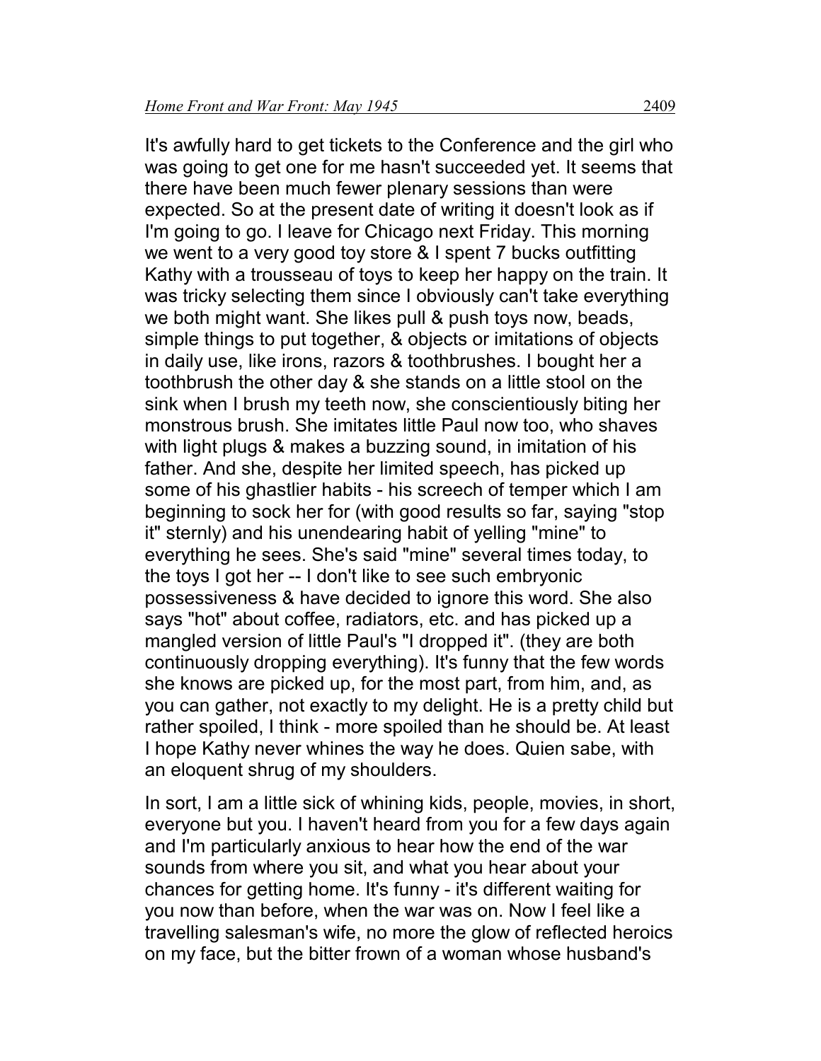It's awfully hard to get tickets to the Conference and the girl who was going to get one for me hasn't succeeded yet. It seems that there have been much fewer plenary sessions than were expected. So at the present date of writing it doesn't look as if I'm going to go. I leave for Chicago next Friday. This morning we went to a very good toy store & I spent 7 bucks outfitting Kathy with a trousseau of toys to keep her happy on the train. It was tricky selecting them since I obviously can't take everything we both might want. She likes pull & push toys now, beads, simple things to put together, & objects or imitations of objects in daily use, like irons, razors & toothbrushes. I bought her a toothbrush the other day & she stands on a little stool on the sink when I brush my teeth now, she conscientiously biting her monstrous brush. She imitates little Paul now too, who shaves with light plugs & makes a buzzing sound, in imitation of his father. And she, despite her limited speech, has picked up some of his ghastlier habits - his screech of temper which I am beginning to sock her for (with good results so far, saying "stop it" sternly) and his unendearing habit of yelling "mine" to everything he sees. She's said "mine" several times today, to the toys I got her -- I don't like to see such embryonic possessiveness & have decided to ignore this word. She also says "hot" about coffee, radiators, etc. and has picked up a mangled version of little Paul's "I dropped it". (they are both continuously dropping everything). It's funny that the few words she knows are picked up, for the most part, from him, and, as you can gather, not exactly to my delight. He is a pretty child but rather spoiled, I think - more spoiled than he should be. At least I hope Kathy never whines the way he does. Quien sabe, with an eloquent shrug of my shoulders.

In sort, I am a little sick of whining kids, people, movies, in short, everyone but you. I haven't heard from you for a few days again and I'm particularly anxious to hear how the end of the war sounds from where you sit, and what you hear about your chances for getting home. It's funny - it's different waiting for you now than before, when the war was on. Now I feel like a travelling salesman's wife, no more the glow of reflected heroics on my face, but the bitter frown of a woman whose husband's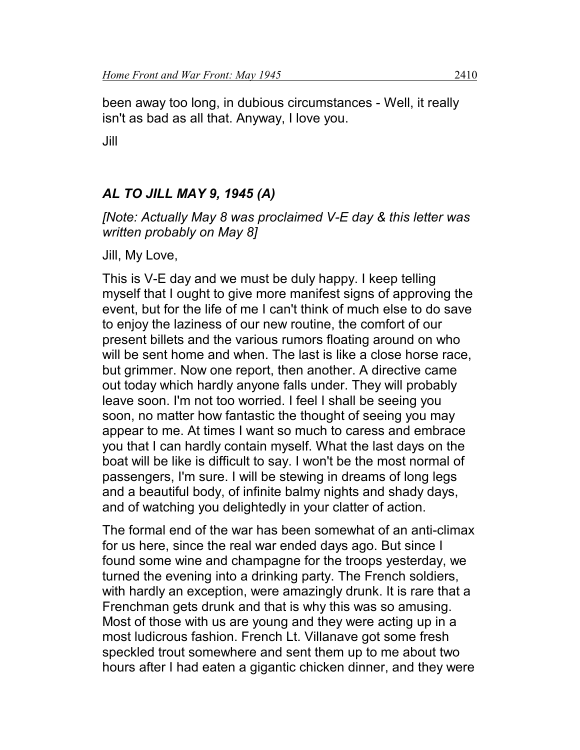been away too long, in dubious circumstances - Well, it really isn't as bad as all that. Anyway, I love you.

Jill

### *AL TO JILL MAY 9, 1945 (A)*

*[Note: Actually May 8 was proclaimed V-E day & this letter was written probably on May 8]*

Jill, My Love,

This is V-E day and we must be duly happy. I keep telling myself that I ought to give more manifest signs of approving the event, but for the life of me I can't think of much else to do save to enjoy the laziness of our new routine, the comfort of our present billets and the various rumors floating around on who will be sent home and when. The last is like a close horse race, but grimmer. Now one report, then another. A directive came out today which hardly anyone falls under. They will probably leave soon. I'm not too worried. I feel I shall be seeing you soon, no matter how fantastic the thought of seeing you may appear to me. At times I want so much to caress and embrace you that I can hardly contain myself. What the last days on the boat will be like is difficult to say. I won't be the most normal of passengers, I'm sure. I will be stewing in dreams of long legs and a beautiful body, of infinite balmy nights and shady days, and of watching you delightedly in your clatter of action.

The formal end of the war has been somewhat of an anti-climax for us here, since the real war ended days ago. But since I found some wine and champagne for the troops yesterday, we turned the evening into a drinking party. The French soldiers, with hardly an exception, were amazingly drunk. It is rare that a Frenchman gets drunk and that is why this was so amusing. Most of those with us are young and they were acting up in a most ludicrous fashion. French Lt. Villanave got some fresh speckled trout somewhere and sent them up to me about two hours after I had eaten a gigantic chicken dinner, and they were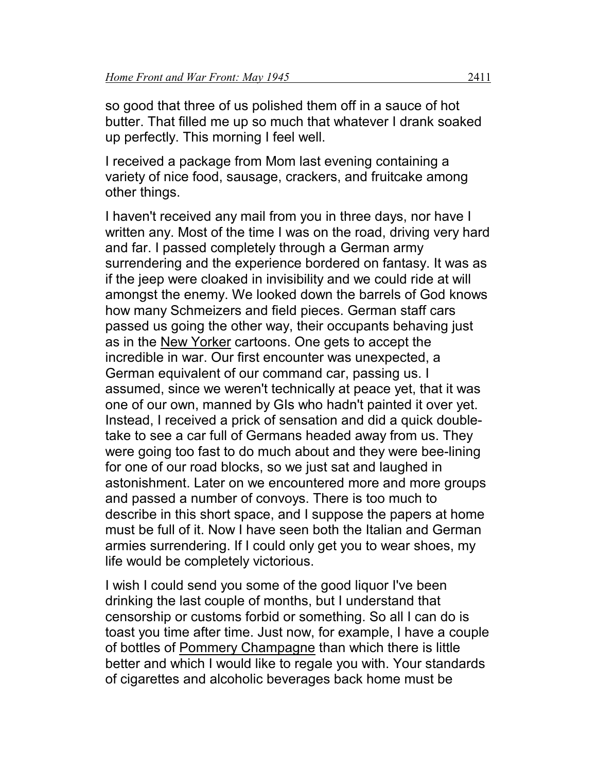so good that three of us polished them off in a sauce of hot butter. That filled me up so much that whatever I drank soaked up perfectly. This morning I feel well.

I received a package from Mom last evening containing a variety of nice food, sausage, crackers, and fruitcake among other things.

I haven't received any mail from you in three days, nor have I written any. Most of the time I was on the road, driving very hard and far. I passed completely through a German army surrendering and the experience bordered on fantasy. It was as if the jeep were cloaked in invisibility and we could ride at will amongst the enemy. We looked down the barrels of God knows how many Schmeizers and field pieces. German staff cars passed us going the other way, their occupants behaving just as in the New Yorker cartoons. One gets to accept the incredible in war. Our first encounter was unexpected, a German equivalent of our command car, passing us. I assumed, since we weren't technically at peace yet, that it was one of our own, manned by GIs who hadn't painted it over yet. Instead, I received a prick of sensation and did a quick double-take to see a car full of Germans headed away from us. They were going too fast to do much about and they were bee-lining for one of our road blocks, so we just sat and laughed in astonishment. Later on we encountered more and more groups and passed a number of convoys. There is too much to describe in this short space, and I suppose the papers at home must be full of it. Now I have seen both the Italian and German armies surrendering. If I could only get you to wear shoes, my life would be completely victorious.

I wish I could send you some of the good liquor I've been drinking the last couple of months, but I understand that censorship or customs forbid or something. So all I can do is toast you time after time. Just now, for example, I have a couple of bottles of Pommery Champagne than which there is little better and which I would like to regale you with. Your standards of cigarettes and alcoholic beverages back home must be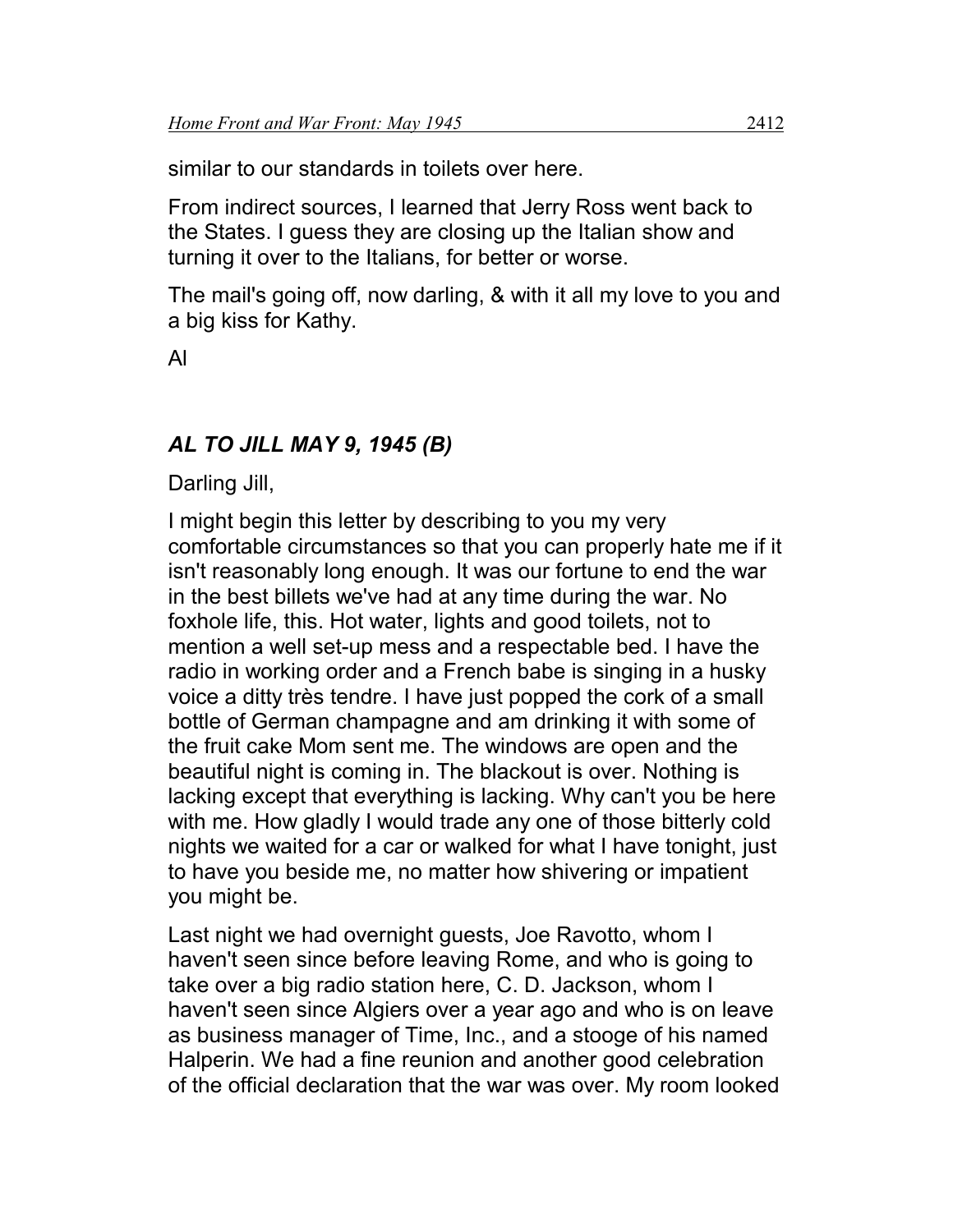similar to our standards in toilets over here.

From indirect sources, I learned that Jerry Ross went back to the States. I guess they are closing up the Italian show and turning it over to the Italians, for better or worse.

The mail's going off, now darling, & with it all my love to you and a big kiss for Kathy.

Al

### *AL TO JILL MAY 9, 1945 (B)*

Darling Jill,

I might begin this letter by describing to you my very comfortable circumstances so that you can properly hate me if it isn't reasonably long enough. It was our fortune to end the war in the best billets we've had at any time during the war. No foxhole life, this. Hot water, lights and good toilets, not to mention a well set-up mess and a respectable bed. I have the radio in working order and a French babe is singing in a husky voice a ditty très tendre. I have just popped the cork of a small bottle of German champagne and am drinking it with some of the fruit cake Mom sent me. The windows are open and the beautiful night is coming in. The blackout is over. Nothing is lacking except that everything is lacking. Why can't you be here with me. How gladly I would trade any one of those bitterly cold nights we waited for a car or walked for what I have tonight, just to have you beside me, no matter how shivering or impatient you might be.

Last night we had overnight guests, Joe Ravotto, whom I haven't seen since before leaving Rome, and who is going to take over a big radio station here, C. D. Jackson, whom I haven't seen since Algiers over a year ago and who is on leave as business manager of Time, Inc., and a stooge of his named Halperin. We had a fine reunion and another good celebration of the official declaration that the war was over. My room looked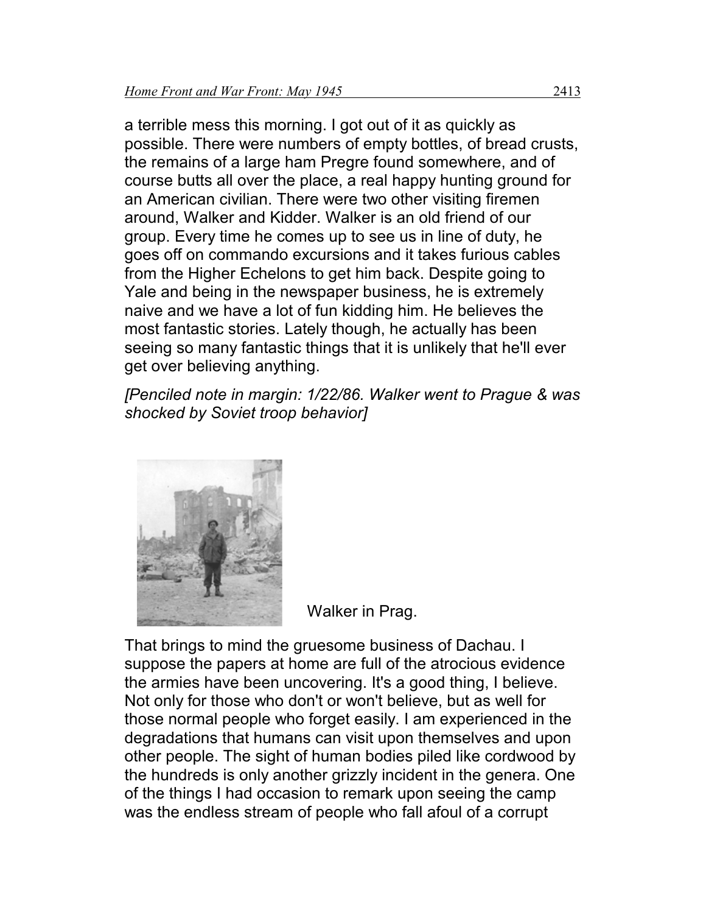a terrible mess this morning. I got out of it as quickly as possible. There were numbers of empty bottles, of bread crusts, the remains of a large ham Pregre found somewhere, and of course butts all over the place, a real happy hunting ground for an American civilian. There were two other visiting firemen around, Walker and Kidder. Walker is an old friend of our group. Every time he comes up to see us in line of duty, he goes off on commando excursions and it takes furious cables from the Higher Echelons to get him back. Despite going to Yale and being in the newspaper business, he is extremely naive and we have a lot of fun kidding him. He believes the most fantastic stories. Lately though, he actually has been seeing so many fantastic things that it is unlikely that he'll ever get over believing anything.

*[Penciled note in margin: 1/22/86. Walker went to Prague & was shocked by Soviet troop behavior]*

Walker in Prag.

That brings to mind the gruesome business of Dachau. I suppose the papers at home are full of the atrocious evidence the armies have been uncovering. It's a good thing, I believe. Not only for those who don't or won't believe, but as well for those normal people who forget easily. I am experienced in the degradations that humans can visit upon themselves and upon other people. The sight of human bodies piled like cordwood by the hundreds is only another grizzly incident in the genera. One of the things I had occasion to remark upon seeing the camp was the endless stream of people who fall afoul of a corrupt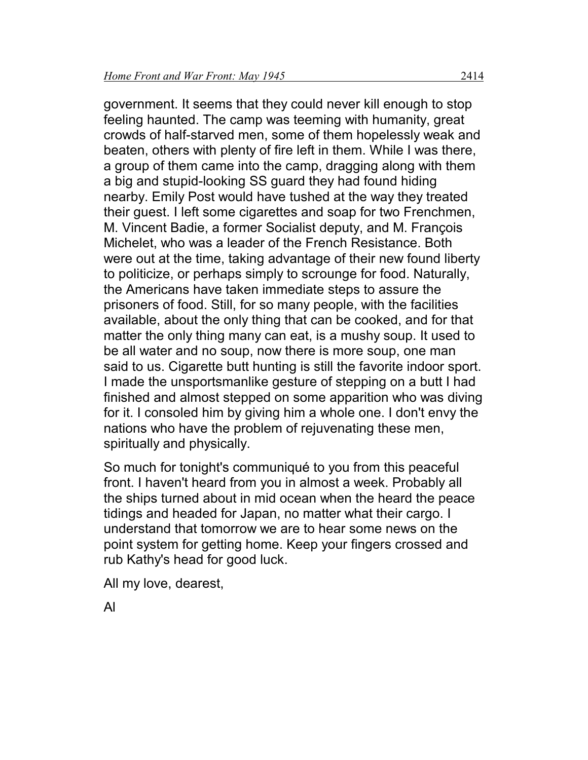government. It seems that they could never kill enough to stop feeling haunted. The camp was teeming with humanity, great crowds of half-starved men, some of them hopelessly weak and beaten, others with plenty of fire left in them. While I was there, a group of them came into the camp, dragging along with them a big and stupid-looking SS guard they had found hiding nearby. Emily Post would have tushed at the way they treated their guest. I left some cigarettes and soap for two Frenchmen, M. Vincent Badie, a former Socialist deputy, and M. François Michelet, who was a leader of the French Resistance. Both were out at the time, taking advantage of their new found liberty to politicize, or perhaps simply to scrounge for food. Naturally, the Americans have taken immediate steps to assure the prisoners of food. Still, for so many people, with the facilities available, about the only thing that can be cooked, and for that matter the only thing many can eat, is a mushy soup. It used to be all water and no soup, now there is more soup, one man said to us. Cigarette butt hunting is still the favorite indoor sport. I made the unsportsmanlike gesture of stepping on a butt I had finished and almost stepped on some apparition who was diving for it. I consoled him by giving him a whole one. I don't envy the nations who have the problem of rejuvenating these men, spiritually and physically.

So much for tonight's communiqué to you from this peaceful front. I haven't heard from you in almost a week. Probably all the ships turned about in mid ocean when the heard the peace tidings and headed for Japan, no matter what their cargo. I understand that tomorrow we are to hear some news on the point system for getting home. Keep your fingers crossed and rub Kathy's head for good luck.

All my love, dearest,

Al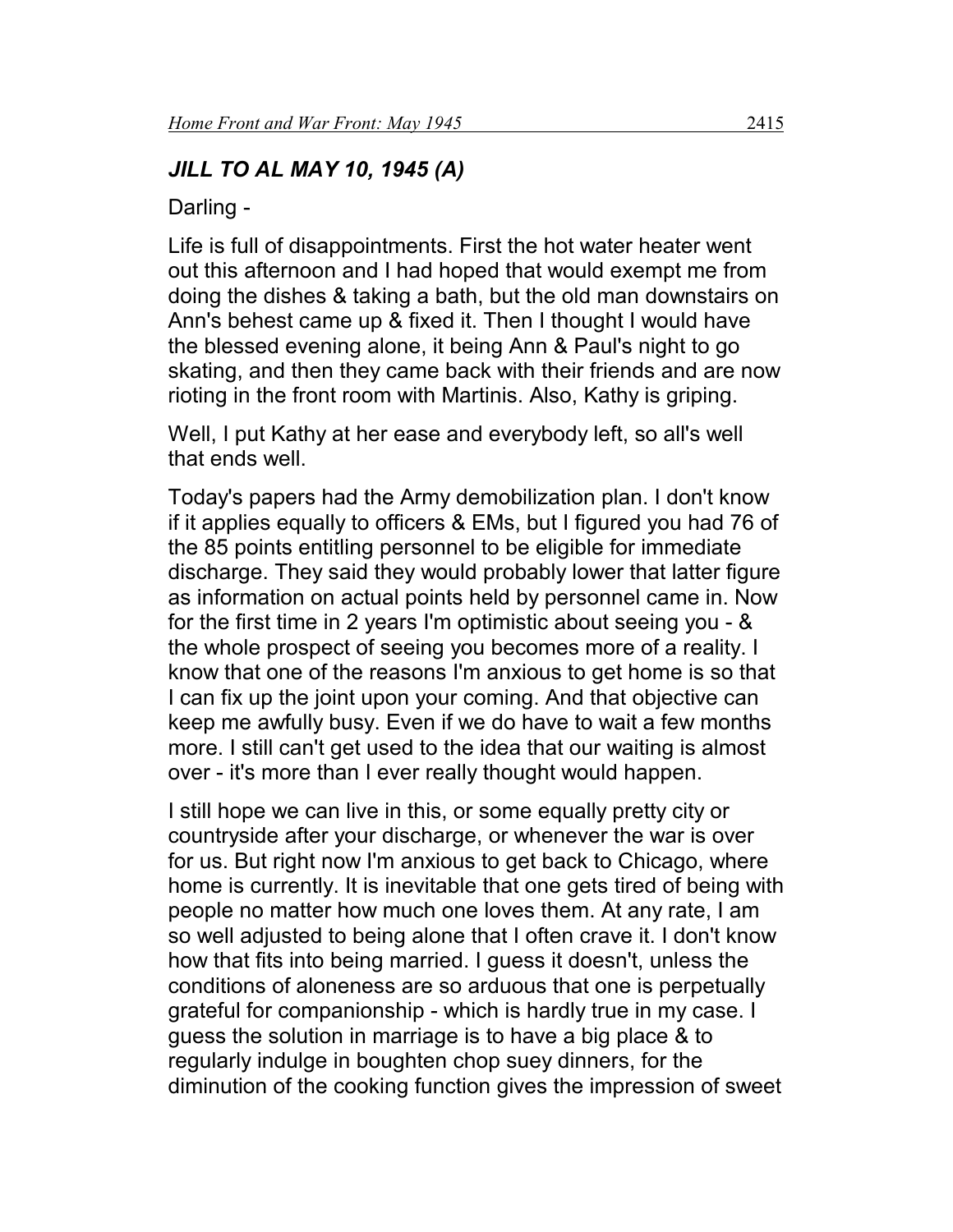## *JILL TO AL MAY 10, 1945 (A)*

Darling -

Life is full of disappointments. First the hot water heater went out this afternoon and I had hoped that would exempt me from doing the dishes & taking a bath, but the old man downstairs on Ann's behest came up & fixed it. Then I thought I would have the blessed evening alone, it being Ann & Paul's night to go skating, and then they came back with their friends and are now rioting in the front room with Martinis. Also, Kathy is griping.

Well, I put Kathy at her ease and everybody left, so all's well that ends well.

Today's papers had the Army demobilization plan. I don't know if it applies equally to officers & EMs, but I figured you had 76 of the 85 points entitling personnel to be eligible for immediate discharge. They said they would probably lower that latter figure as information on actual points held by personnel came in. Now for the first time in 2 years I'm optimistic about seeing you - & the whole prospect of seeing you becomes more of a reality. I know that one of the reasons I'm anxious to get home is so that I can fix up the joint upon your coming. And that objective can keep me awfully busy. Even if we do have to wait a few months more. I still can't get used to the idea that our waiting is almost over - it's more than I ever really thought would happen.

I still hope we can live in this, or some equally pretty city or countryside after your discharge, or whenever the war is over for us. But right now I'm anxious to get back to Chicago, where home is currently. It is inevitable that one gets tired of being with people no matter how much one loves them. At any rate, I am so well adjusted to being alone that I often crave it. I don't know how that fits into being married. I guess it doesn't, unless the conditions of aloneness are so arduous that one is perpetually grateful for companionship - which is hardly true in my case. I guess the solution in marriage is to have a big place & to regularly indulge in boughten chop suey dinners, for the diminution of the cooking function gives the impression of sweet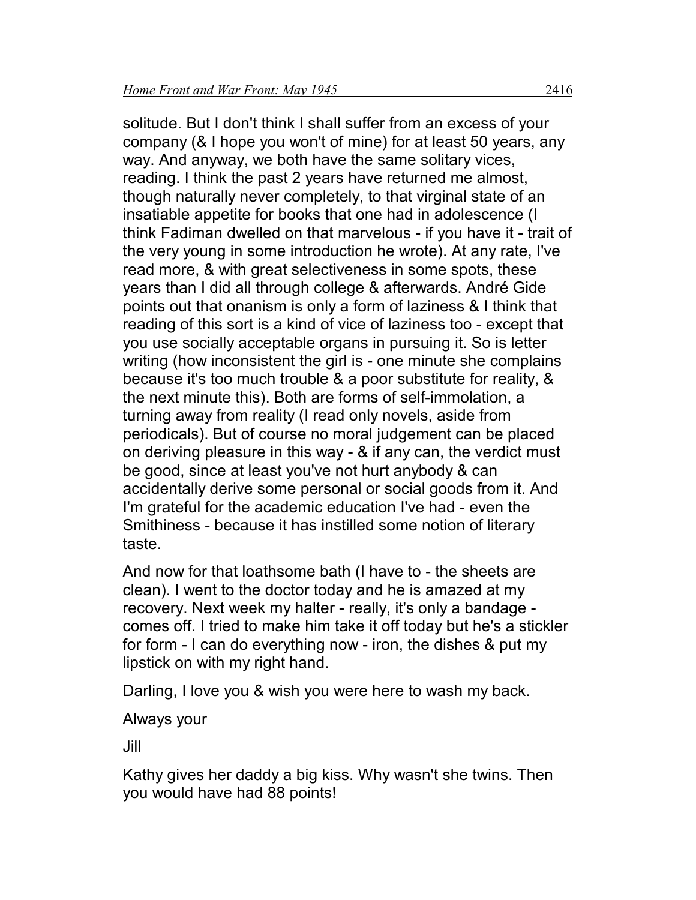solitude. But I don't think I shall suffer from an excess of your company (& I hope you won't of mine) for at least 50 years, any way. And anyway, we both have the same solitary vices, reading. I think the past 2 years have returned me almost, though naturally never completely, to that virginal state of an insatiable appetite for books that one had in adolescence (I think Fadiman dwelled on that marvelous - if you have it - trait of the very young in some introduction he wrote). At any rate, I've read more, & with great selectiveness in some spots, these years than I did all through college & afterwards. André Gide points out that onanism is only a form of laziness & I think that reading of this sort is a kind of vice of laziness too - except that you use socially acceptable organs in pursuing it. So is letter writing (how inconsistent the girl is - one minute she complains because it's too much trouble & a poor substitute for reality, & the next minute this). Both are forms of self-immolation, a turning away from reality (I read only novels, aside from periodicals). But of course no moral judgement can be placed on deriving pleasure in this way - & if any can, the verdict must be good, since at least you've not hurt anybody & can accidentally derive some personal or social goods from it. And I'm grateful for the academic education I've had - even the Smithiness - because it has instilled some notion of literary taste.

And now for that loathsome bath (I have to - the sheets are clean). I went to the doctor today and he is amazed at my recovery. Next week my halter - really, it's only a bandage - comes off. I tried to make him take it off today but he's a stickler for form - I can do everything now - iron, the dishes & put my lipstick on with my right hand.

Darling, I love you & wish you were here to wash my back.

Always your

Jill

Kathy gives her daddy a big kiss. Why wasn't she twins. Then you would have had 88 points!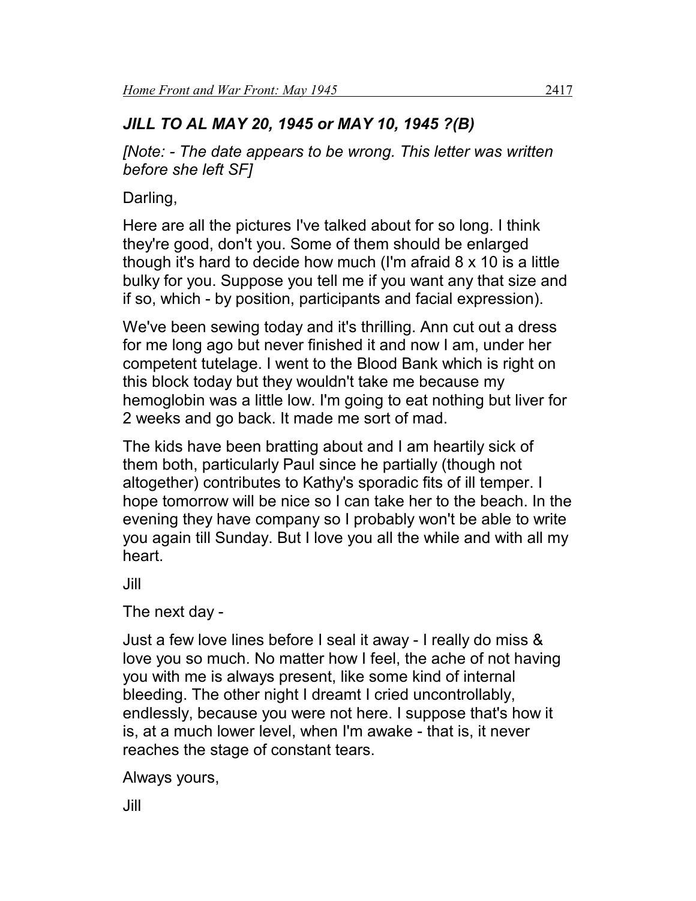### *JILL TO AL MAY 20, 1945 or MAY 10, 1945 ?(B)*

*[Note: - The date appears to be wrong. This letter was written before she left SF]*

Darling,

Here are all the pictures I've talked about for so long. I think they're good, don't you. Some of them should be enlarged though it's hard to decide how much (I'm afraid 8 x 10 is a little bulky for you. Suppose you tell me if you want any that size and if so, which - by position, participants and facial expression).

We've been sewing today and it's thrilling. Ann cut out a dress for me long ago but never finished it and now I am, under her competent tutelage. I went to the Blood Bank which is right on this block today but they wouldn't take me because my hemoglobin was a little low. I'm going to eat nothing but liver for 2 weeks and go back. It made me sort of mad.

The kids have been bratting about and I am heartily sick of them both, particularly Paul since he partially (though not altogether) contributes to Kathy's sporadic fits of ill temper. I hope tomorrow will be nice so I can take her to the beach. In the evening they have company so I probably won't be able to write you again till Sunday. But I love you all the while and with all my heart.

Jill

The next day -

Just a few love lines before I seal it away - I really do miss & love you so much. No matter how I feel, the ache of not having you with me is always present, like some kind of internal bleeding. The other night I dreamt I cried uncontrollably, endlessly, because you were not here. I suppose that's how it is, at a much lower level, when I'm awake - that is, it never reaches the stage of constant tears.

Always yours,

Jill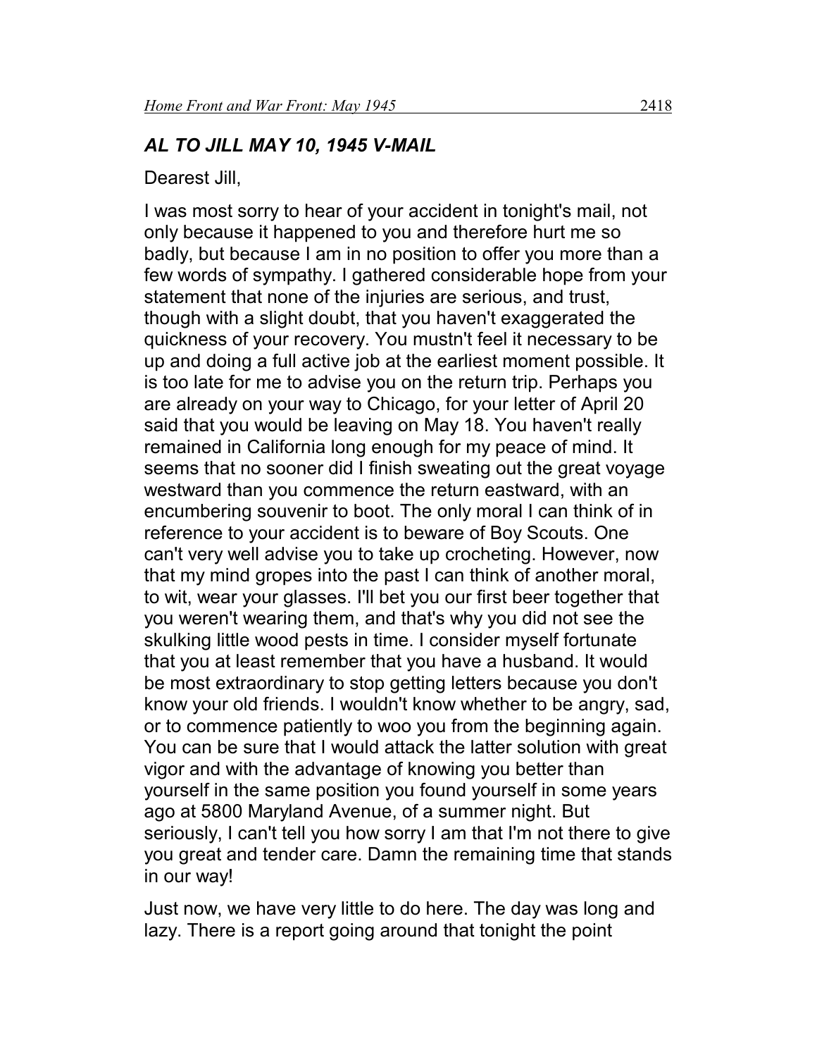### *AL TO JILL MAY 10, 1945 V-MAIL*

Dearest Jill,

I was most sorry to hear of your accident in tonight's mail, not only because it happened to you and therefore hurt me so badly, but because I am in no position to offer you more than a few words of sympathy. I gathered considerable hope from your statement that none of the injuries are serious, and trust, though with a slight doubt, that you haven't exaggerated the quickness of your recovery. You mustn't feel it necessary to be up and doing a full active job at the earliest moment possible. It is too late for me to advise you on the return trip. Perhaps you are already on your way to Chicago, for your letter of April 20 said that you would be leaving on May 18. You haven't really remained in California long enough for my peace of mind. It seems that no sooner did I finish sweating out the great voyage westward than you commence the return eastward, with an encumbering souvenir to boot. The only moral I can think of in reference to your accident is to beware of Boy Scouts. One can't very well advise you to take up crocheting. However, now that my mind gropes into the past I can think of another moral, to wit, wear your glasses. I'll bet you our first beer together that you weren't wearing them, and that's why you did not see the skulking little wood pests in time. I consider myself fortunate that you at least remember that you have a husband. It would be most extraordinary to stop getting letters because you don't know your old friends. I wouldn't know whether to be angry, sad, or to commence patiently to woo you from the beginning again. You can be sure that I would attack the latter solution with great vigor and with the advantage of knowing you better than yourself in the same position you found yourself in some years ago at 5800 Maryland Avenue, of a summer night. But seriously, I can't tell you how sorry I am that I'm not there to give you great and tender care. Damn the remaining time that stands in our way!

Just now, we have very little to do here. The day was long and lazy. There is a report going around that tonight the point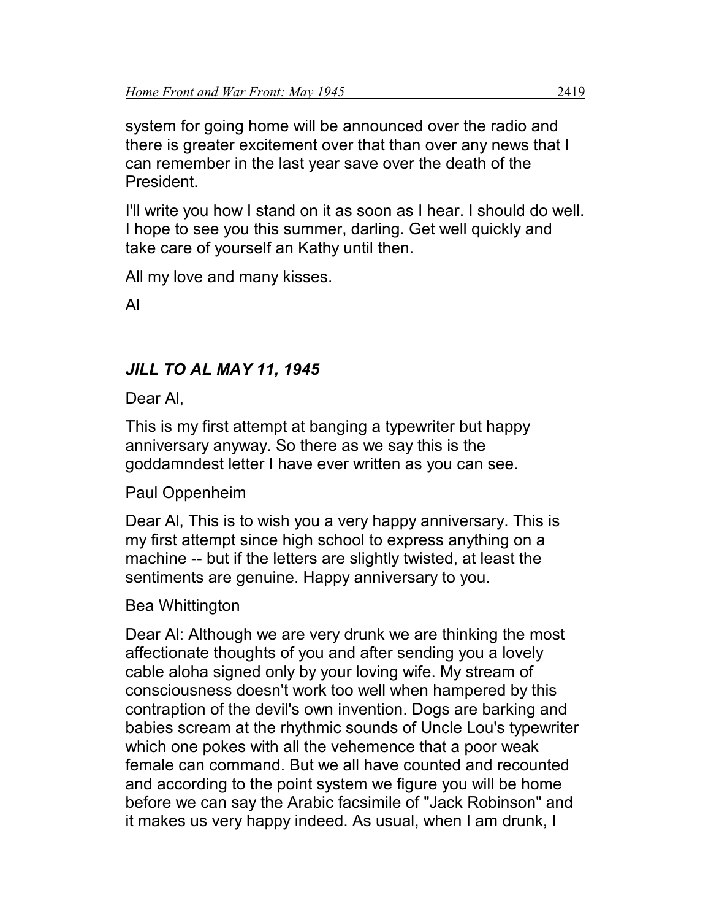system for going home will be announced over the radio and there is greater excitement over that than over any news that I can remember in the last year save over the death of the President.

I'll write you how I stand on it as soon as I hear. I should do well. I hope to see you this summer, darling. Get well quickly and take care of yourself an Kathy until then.

All my love and many kisses.

Al

### *JILL TO AL MAY 11, 1945*

Dear Al,

This is my first attempt at banging a typewriter but happy anniversary anyway. So there as we say this is the goddamndest letter I have ever written as you can see.

Paul Oppenheim

Dear Al, This is to wish you a very happy anniversary. This is my first attempt since high school to express anything on a machine -- but if the letters are slightly twisted, at least the sentiments are genuine. Happy anniversary to you.

Bea Whittington

Dear Al: Although we are very drunk we are thinking the most affectionate thoughts of you and after sending you a lovely cable aloha signed only by your loving wife. My stream of consciousness doesn't work too well when hampered by this contraption of the devil's own invention. Dogs are barking and babies scream at the rhythmic sounds of Uncle Lou's typewriter which one pokes with all the vehemence that a poor weak female can command. But we all have counted and recounted and according to the point system we figure you will be home before we can say the Arabic facsimile of "Jack Robinson" and it makes us very happy indeed. As usual, when I am drunk, I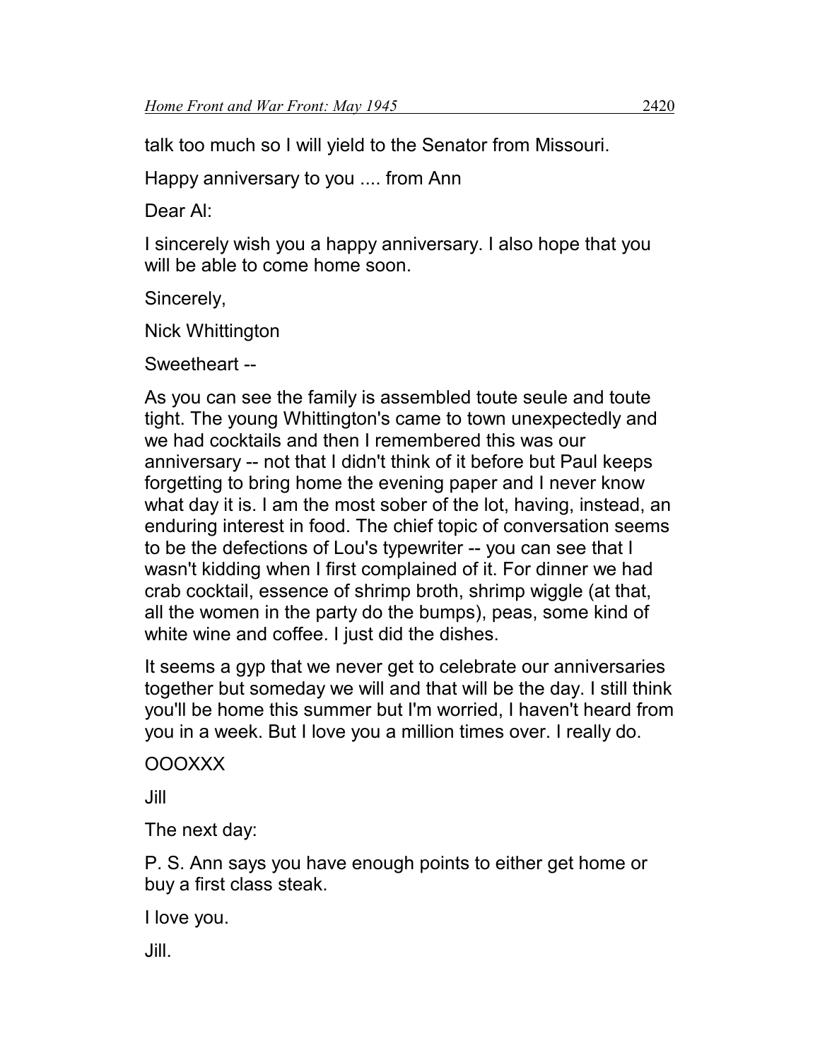talk too much so I will yield to the Senator from Missouri.

Happy anniversary to you .... from Ann

Dear Al:

I sincerely wish you a happy anniversary. I also hope that you will be able to come home soon.

Sincerely,

Nick Whittington

Sweetheart --

As you can see the family is assembled toute seule and toute tight. The young Whittington's came to town unexpectedly and we had cocktails and then I remembered this was our anniversary -- not that I didn't think of it before but Paul keeps forgetting to bring home the evening paper and I never know what day it is. I am the most sober of the lot, having, instead, an enduring interest in food. The chief topic of conversation seems to be the defections of Lou's typewriter -- you can see that I wasn't kidding when I first complained of it. For dinner we had crab cocktail, essence of shrimp broth, shrimp wiggle (at that, all the women in the party do the bumps), peas, some kind of white wine and coffee. I just did the dishes.

It seems a gyp that we never get to celebrate our anniversaries together but someday we will and that will be the day. I still think you'll be home this summer but I'm worried, I haven't heard from you in a week. But I love you a million times over. I really do.

OOOXXX

Jill

The next day:

P. S. Ann says you have enough points to either get home or buy a first class steak.

I love you.

Jill.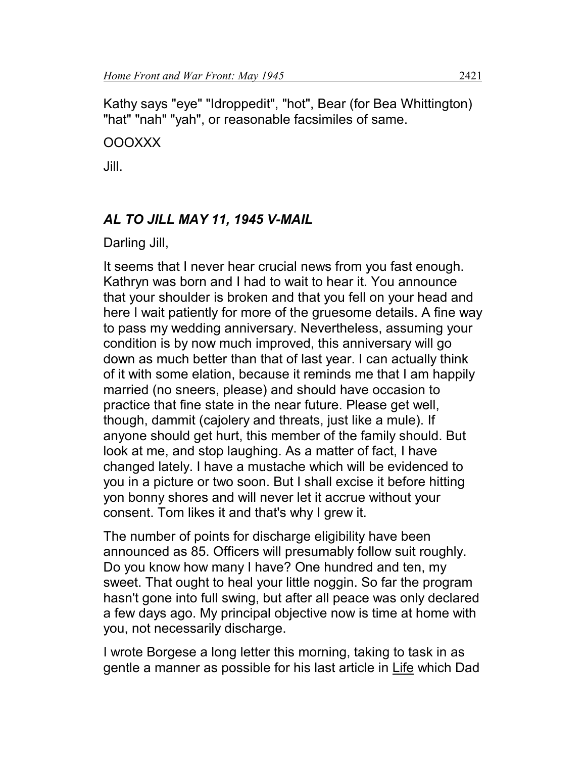Kathy says "eye" "Idroppedit", "hot", Bear (for Bea Whittington) "hat" "nah" "yah", or reasonable facsimiles of same.

OOOXXX

Jill.

### *AL TO JILL MAY 11, 1945 V-MAIL*

Darling Jill,

It seems that I never hear crucial news from you fast enough. Kathryn was born and I had to wait to hear it. You announce that your shoulder is broken and that you fell on your head and here I wait patiently for more of the gruesome details. A fine way to pass my wedding anniversary. Nevertheless, assuming your condition is by now much improved, this anniversary will go down as much better than that of last year. I can actually think of it with some elation, because it reminds me that I am happily married (no sneers, please) and should have occasion to practice that fine state in the near future. Please get well, though, dammit (cajolery and threats, just like a mule). If anyone should get hurt, this member of the family should. But look at me, and stop laughing. As a matter of fact, I have changed lately. I have a mustache which will be evidenced to you in a picture or two soon. But I shall excise it before hitting yon bonny shores and will never let it accrue without your consent. Tom likes it and that's why I grew it.

The number of points for discharge eligibility have been announced as 85. Officers will presumably follow suit roughly. Do you know how many I have? One hundred and ten, my sweet. That ought to heal your little noggin. So far the program hasn't gone into full swing, but after all peace was only declared a few days ago. My principal objective now is time at home with you, not necessarily discharge.

I wrote Borgese a long letter this morning, taking to task in as gentle a manner as possible for his last article in <u>Life</u> which Dad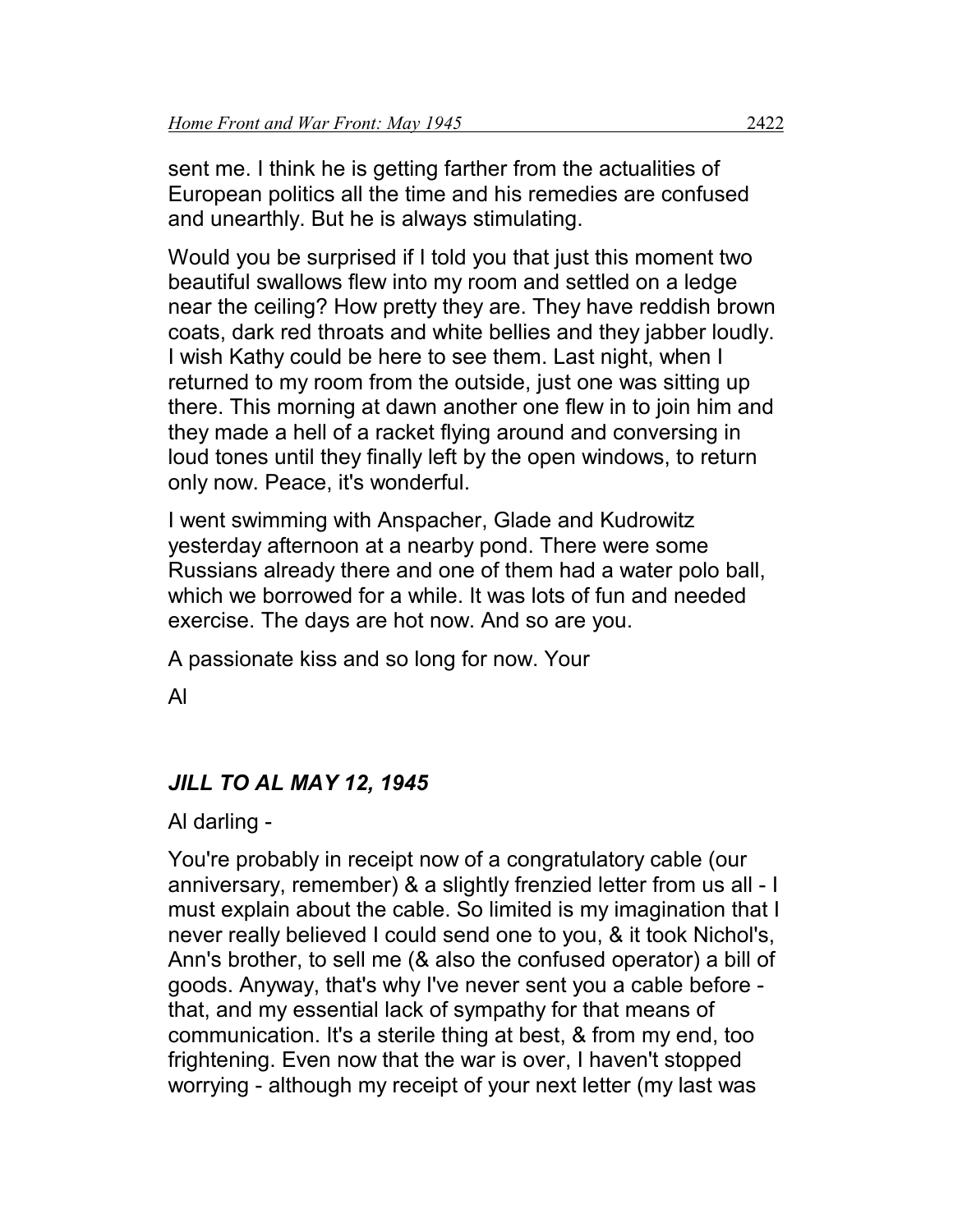sent me. I think he is getting farther from the actualities of European politics all the time and his remedies are confused and unearthly. But he is always stimulating.

Would you be surprised if I told you that just this moment two beautiful swallows flew into my room and settled on a ledge near the ceiling? How pretty they are. They have reddish brown coats, dark red throats and white bellies and they jabber loudly. I wish Kathy could be here to see them. Last night, when I returned to my room from the outside, just one was sitting up there. This morning at dawn another one flew in to join him and they made a hell of a racket flying around and conversing in loud tones until they finally left by the open windows, to return only now. Peace, it's wonderful.

I went swimming with Anspacher, Glade and Kudrowitz yesterday afternoon at a nearby pond. There were some Russians already there and one of them had a water polo ball, which we borrowed for a while. It was lots of fun and needed exercise. The days are hot now. And so are you.

A passionate kiss and so long for now. Your

Al

### *JILL TO AL MAY 12, 1945*

Al darling -

You're probably in receipt now of a congratulatory cable (our anniversary, remember) & a slightly frenzied letter from us all - I must explain about the cable. So limited is my imagination that I never really believed I could send one to you, & it took Nichol's, Ann's brother, to sell me (& also the confused operator) a bill of goods. Anyway, that's why I've never sent you a cable before - that, and my essential lack of sympathy for that means of communication. It's a sterile thing at best, & from my end, too frightening. Even now that the war is over, I haven't stopped worrying - although my receipt of your next letter (my last was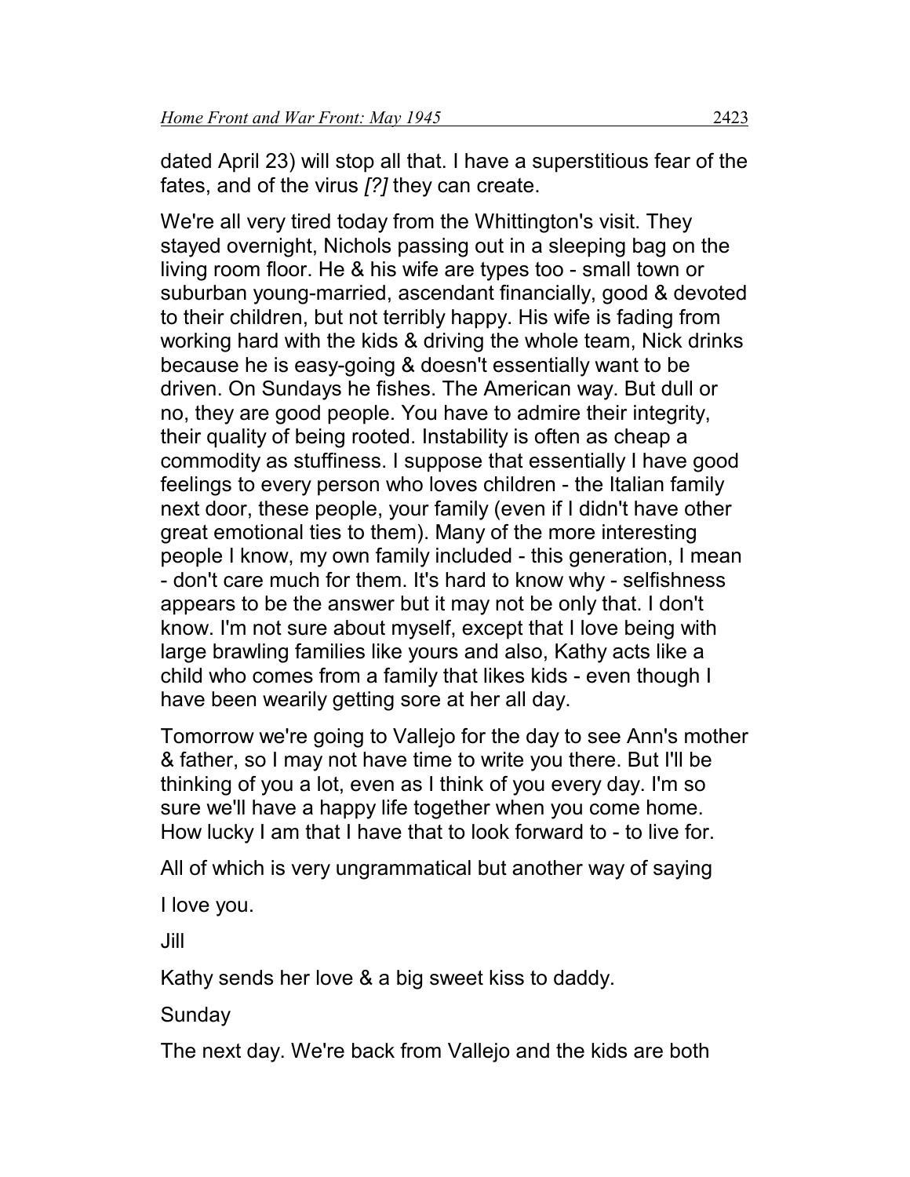dated April 23) will stop all that. I have a superstitious fear of the fates, and of the virus *[?]* they can create.

We're all very tired today from the Whittington's visit. They stayed overnight, Nichols passing out in a sleeping bag on the living room floor. He & his wife are types too - small town or suburban young-married, ascendant financially, good & devoted to their children, but not terribly happy. His wife is fading from working hard with the kids & driving the whole team, Nick drinks because he is easy-going & doesn't essentially want to be driven. On Sundays he fishes. The American way. But dull or no, they are good people. You have to admire their integrity, their quality of being rooted. Instability is often as cheap a commodity as stuffiness. I suppose that essentially I have good feelings to every person who loves children - the Italian family next door, these people, your family (even if I didn't have other great emotional ties to them). Many of the more interesting people I know, my own family included - this generation, I mean - don't care much for them. It's hard to know why - selfishness appears to be the answer but it may not be only that. I don't know. I'm not sure about myself, except that I love being with large brawling families like yours and also, Kathy acts like a child who comes from a family that likes kids - even though I have been wearily getting sore at her all day.

Tomorrow we're going to Vallejo for the day to see Ann's mother & father, so I may not have time to write you there. But I'll be thinking of you a lot, even as I think of you every day. I'm so sure we'll have a happy life together when you come home. How lucky I am that I have that to look forward to - to live for.

All of which is very ungrammatical but another way of saying

I love you.

Jill

Kathy sends her love & a big sweet kiss to daddy.

Sunday

The next day. We're back from Vallejo and the kids are both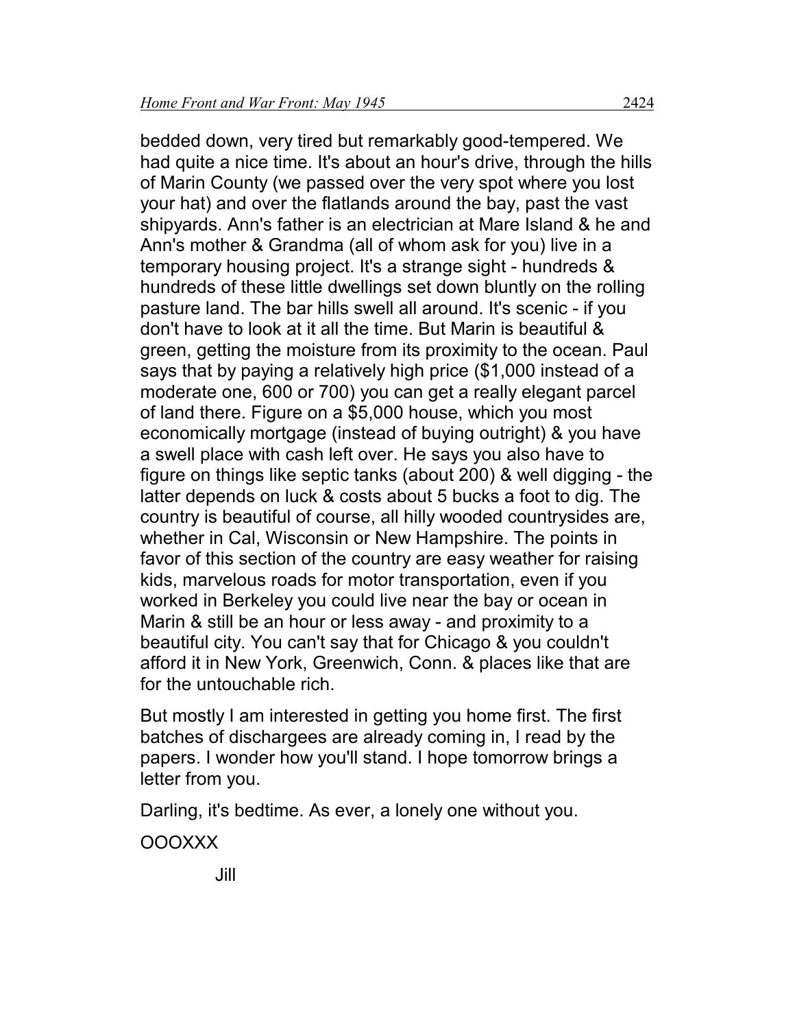bedded down, very tired but remarkably good-tempered. We had quite a nice time. It's about an hour's drive, through the hills of Marin County (we passed over the very spot where you lost your hat) and over the flatlands around the bay, past the vast shipyards. Ann's father is an electrician at Mare Island & he and Ann's mother & Grandma (all of whom ask for you) live in a temporary housing project. It's a strange sight - hundreds & hundreds of these little dwellings set down bluntly on the rolling pasture land. The bar hills swell all around. It's scenic - if you don't have to look at it all the time. But Marin is beautiful & green, getting the moisture from its proximity to the ocean. Paul says that by paying a relatively high price ($1,000 instead of a moderate one, 600 or 700) you can get a really elegant parcel of land there. Figure on a $5,000 house, which you most economically mortgage (instead of buying outright) & you have a swell place with cash left over. He says you also have to figure on things like septic tanks (about 200) & well digging - the latter depends on luck & costs about 5 bucks a foot to dig. The country is beautiful of course, all hilly wooded countrysides are, whether in Cal, Wisconsin or New Hampshire. The points in favor of this section of the country are easy weather for raising kids, marvelous roads for motor transportation, even if you worked in Berkeley you could live near the bay or ocean in Marin & still be an hour or less away - and proximity to a beautiful city. You can't say that for Chicago & you couldn't afford it in New York, Greenwich, Conn. & places like that are for the untouchable rich.

But mostly I am interested in getting you home first. The first batches of dischargees are already coming in, I read by the papers. I wonder how you'll stand. I hope tomorrow brings a letter from you.

Darling, it's bedtime. As ever, a lonely one without you.

OOOXXX

Jill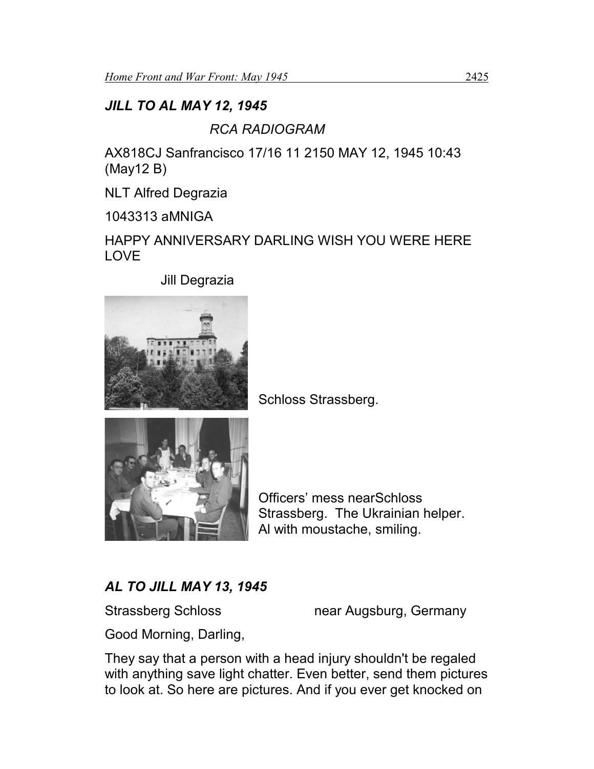### *JILL TO AL MAY 12, 1945*

*RCA RADIOGRAM*

AX818CJ Sanfrancisco 17/16 11 2150 MAY 12, 1945 10:43 (May12 B)

NLT Alfred Degrazia

1043313 aMNIGA

HAPPY ANNIVERSARY DARLING WISH YOU WERE HERE LOVE

Jill Degrazia

Schloss Strassberg.

Officers' mess nearSchloss Strassberg. The Ukrainian helper. Al with moustache, smiling.

### *AL TO JILL MAY 13, 1945*

Strassberg Schloss near Augsburg, Germany

Good Morning, Darling,

They say that a person with a head injury shouldn't be regaled with anything save light chatter. Even better, send them pictures to look at. So here are pictures. And if you ever get knocked on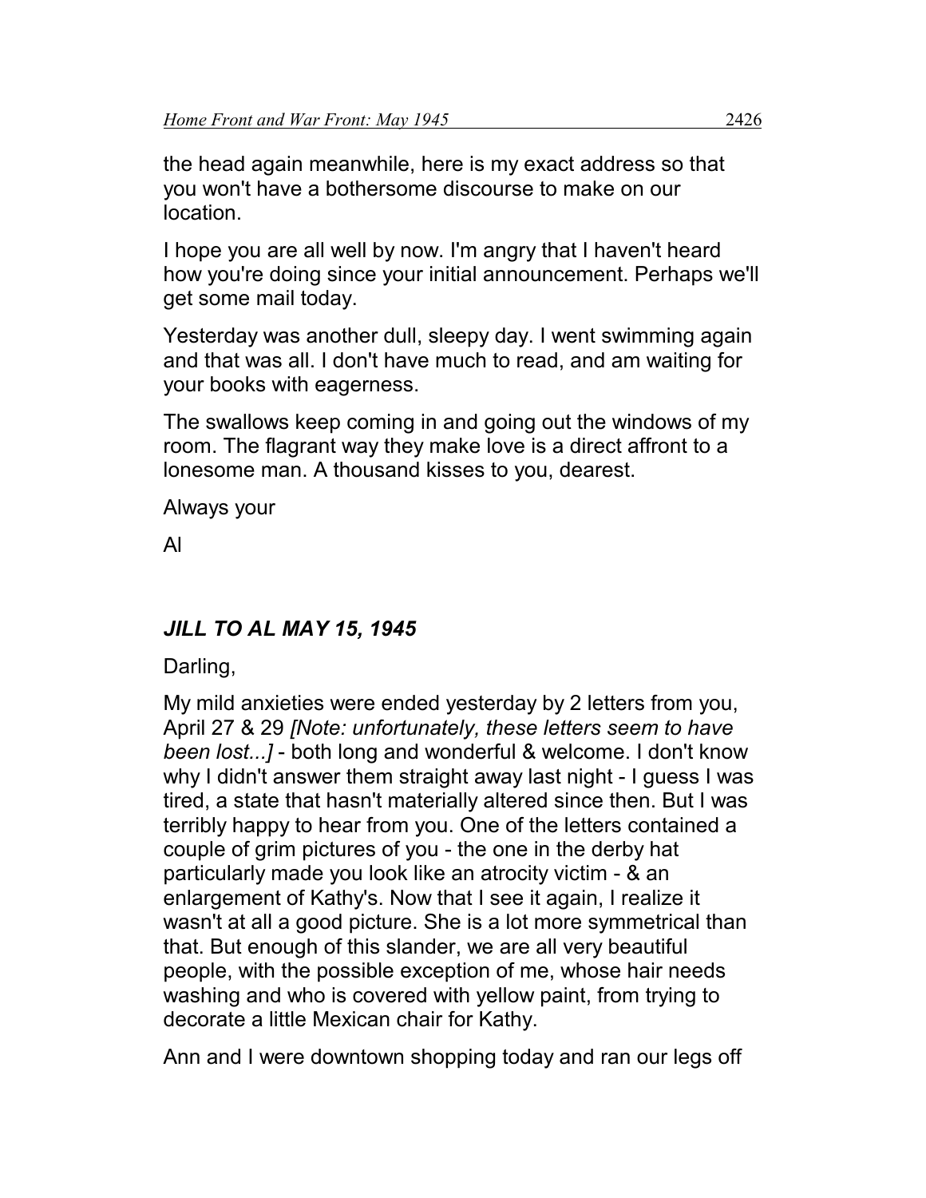the head again meanwhile, here is my exact address so that you won't have a bothersome discourse to make on our location.

I hope you are all well by now. I'm angry that I haven't heard how you're doing since your initial announcement. Perhaps we'll get some mail today.

Yesterday was another dull, sleepy day. I went swimming again and that was all. I don't have much to read, and am waiting for your books with eagerness.

The swallows keep coming in and going out the windows of my room. The flagrant way they make love is a direct affront to a lonesome man. A thousand kisses to you, dearest.

Always your

Al

### *JILL TO AL MAY 15, 1945*

Darling,

My mild anxieties were ended yesterday by 2 letters from you, April 27 & 29 *[Note: unfortunately, these letters seem to have been lost...]* - both long and wonderful & welcome. I don't know why I didn't answer them straight away last night - I guess I was tired, a state that hasn't materially altered since then. But I was terribly happy to hear from you. One of the letters contained a couple of grim pictures of you - the one in the derby hat particularly made you look like an atrocity victim - & an enlargement of Kathy's. Now that I see it again, I realize it wasn't at all a good picture. She is a lot more symmetrical than that. But enough of this slander, we are all very beautiful people, with the possible exception of me, whose hair needs washing and who is covered with yellow paint, from trying to decorate a little Mexican chair for Kathy.

Ann and I were downtown shopping today and ran our legs off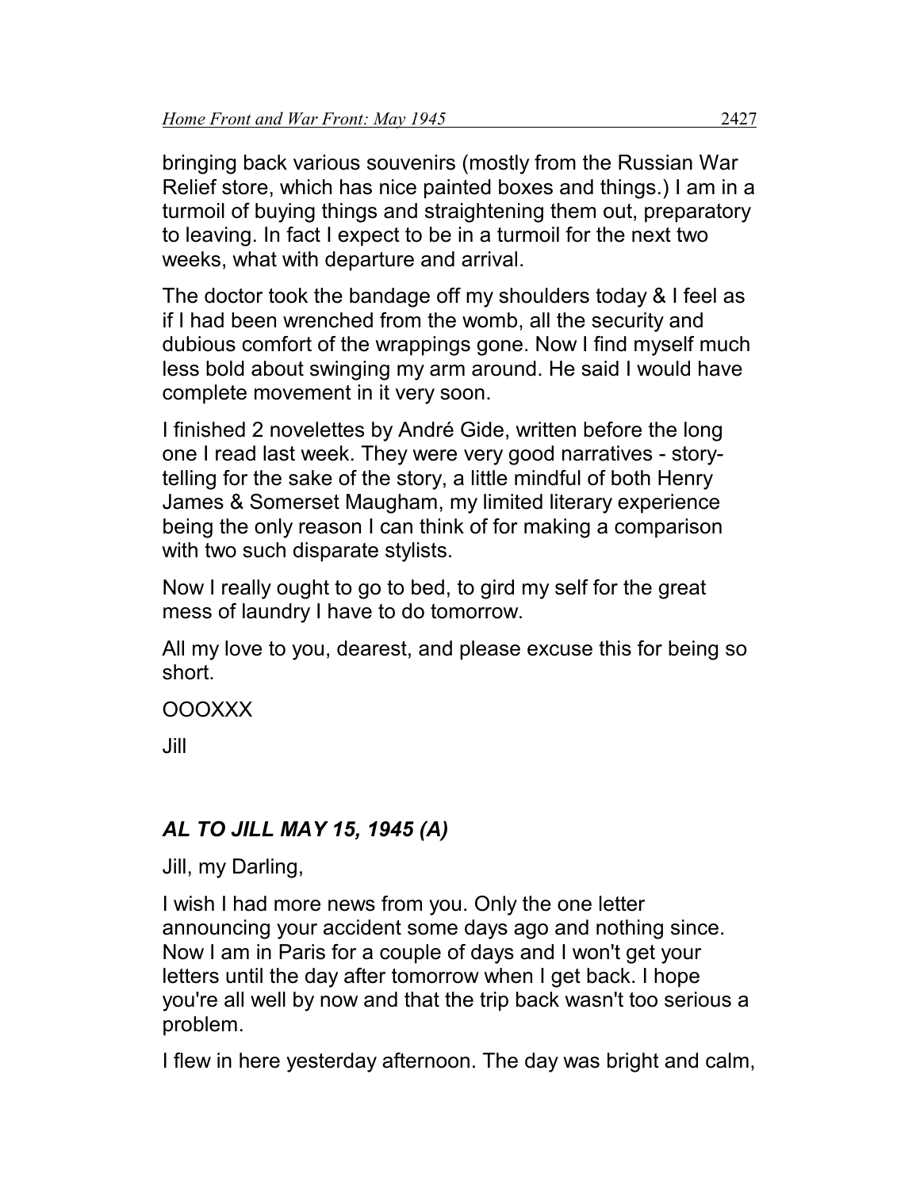bringing back various souvenirs (mostly from the Russian War Relief store, which has nice painted boxes and things.) I am in a turmoil of buying things and straightening them out, preparatory to leaving. In fact I expect to be in a turmoil for the next two weeks, what with departure and arrival.

The doctor took the bandage off my shoulders today & I feel as if I had been wrenched from the womb, all the security and dubious comfort of the wrappings gone. Now I find myself much less bold about swinging my arm around. He said I would have complete movement in it very soon.

I finished 2 novelettes by André Gide, written before the long one I read last week. They were very good narratives - story-telling for the sake of the story, a little mindful of both Henry James & Somerset Maugham, my limited literary experience being the only reason I can think of for making a comparison with two such disparate stylists.

Now I really ought to go to bed, to gird my self for the great mess of laundry I have to do tomorrow.

All my love to you, dearest, and please excuse this for being so short.

OOOXXX

Jill

### *AL TO JILL MAY 15, 1945 (A)*

Jill, my Darling,

I wish I had more news from you. Only the one letter announcing your accident some days ago and nothing since. Now I am in Paris for a couple of days and I won't get your letters until the day after tomorrow when I get back. I hope you're all well by now and that the trip back wasn't too serious a problem.

I flew in here yesterday afternoon. The day was bright and calm,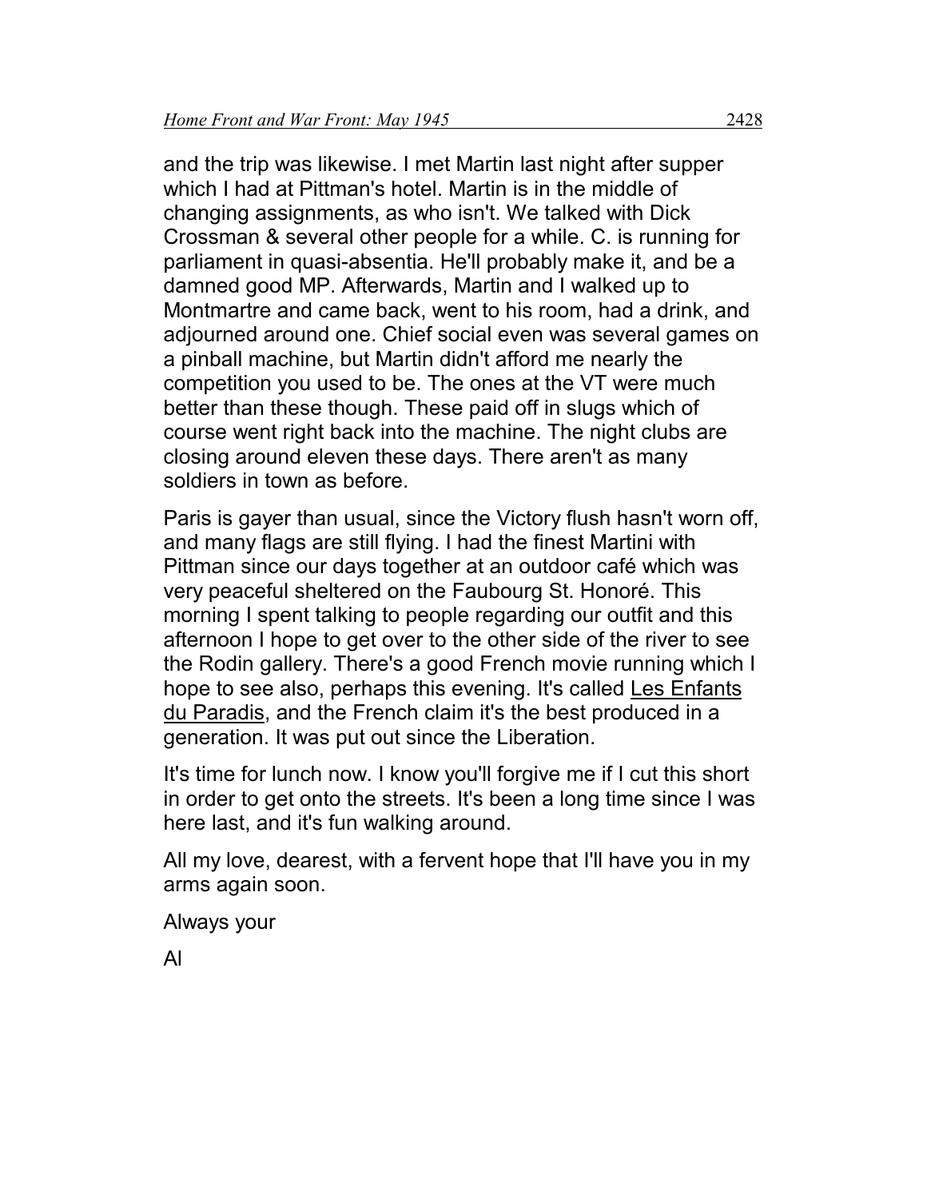and the trip was likewise. I met Martin last night after supper which I had at Pittman's hotel. Martin is in the middle of changing assignments, as who isn't. We talked with Dick Crossman & several other people for a while. C. is running for parliament in quasi-absentia. He'll probably make it, and be a damned good MP. Afterwards, Martin and I walked up to Montmartre and came back, went to his room, had a drink, and adjourned around one. Chief social even was several games on a pinball machine, but Martin didn't afford me nearly the competition you used to be. The ones at the VT were much better than these though. These paid off in slugs which of course went right back into the machine. The night clubs are closing around eleven these days. There aren't as many soldiers in town as before.

Paris is gayer than usual, since the Victory flush hasn't worn off, and many flags are still flying. I had the finest Martini with Pittman since our days together at an outdoor café which was very peaceful sheltered on the Faubourg St. Honoré. This morning I spent talking to people regarding our outfit and this afternoon I hope to get over to the other side of the river to see the Rodin gallery. There's a good French movie running which I hope to see also, perhaps this evening. It's called <u>Les Enfants du Paradis</u>, and the French claim it's the best produced in a generation. It was put out since the Liberation.

It's time for lunch now. I know you'll forgive me if I cut this short in order to get onto the streets. It's been a long time since I was here last, and it's fun walking around.

All my love, dearest, with a fervent hope that I'll have you in my arms again soon.

Always your

Al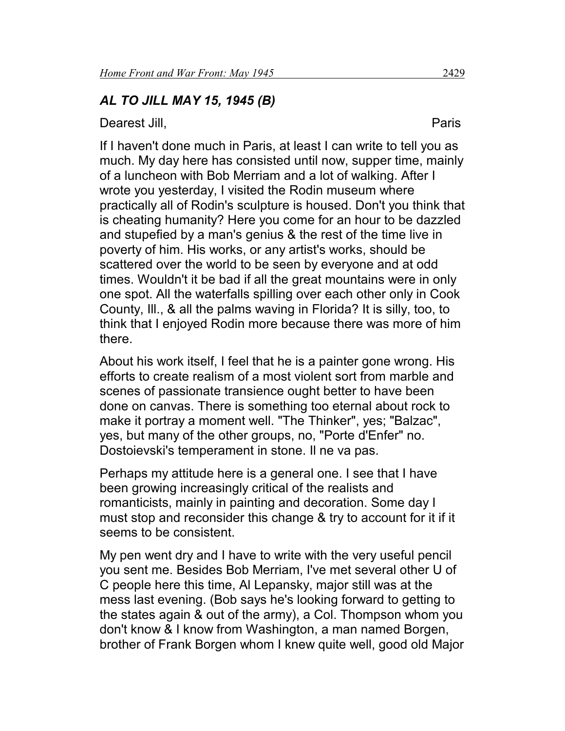### *AL TO JILL MAY 15, 1945 (B)*

Dearest Jill, Paris

If I haven't done much in Paris, at least I can write to tell you as much. My day here has consisted until now, supper time, mainly of a luncheon with Bob Merriam and a lot of walking. After I wrote you yesterday, I visited the Rodin museum where practically all of Rodin's sculpture is housed. Don't you think that is cheating humanity? Here you come for an hour to be dazzled and stupefied by a man's genius & the rest of the time live in poverty of him. His works, or any artist's works, should be scattered over the world to be seen by everyone and at odd times. Wouldn't it be bad if all the great mountains were in only one spot. All the waterfalls spilling over each other only in Cook County, Ill., & all the palms waving in Florida? It is silly, too, to think that I enjoyed Rodin more because there was more of him there.

About his work itself, I feel that he is a painter gone wrong. His efforts to create realism of a most violent sort from marble and scenes of passionate transience ought better to have been done on canvas. There is something too eternal about rock to make it portray a moment well. "The Thinker", yes; "Balzac", yes, but many of the other groups, no, "Porte d'Enfer" no. Dostoievski's temperament in stone. Il ne va pas.

Perhaps my attitude here is a general one. I see that I have been growing increasingly critical of the realists and romanticists, mainly in painting and decoration. Some day I must stop and reconsider this change & try to account for it if it seems to be consistent.

My pen went dry and I have to write with the very useful pencil you sent me. Besides Bob Merriam, I've met several other U of C people here this time, Al Lepansky, major still was at the mess last evening. (Bob says he's looking forward to getting to the states again & out of the army), a Col. Thompson whom you don't know & I know from Washington, a man named Borgen, brother of Frank Borgen whom I knew quite well, good old Major